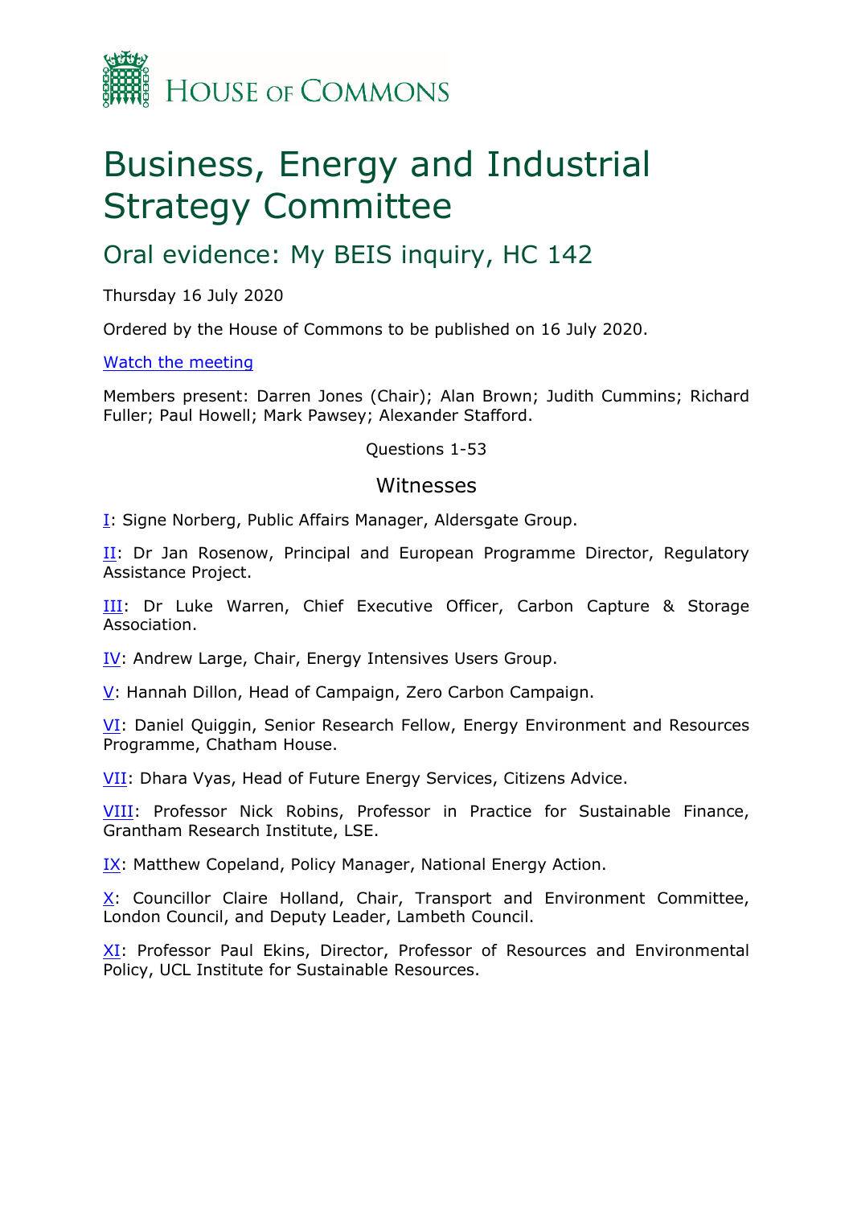HOUSE OF COMMONS

# Business, Energy and Industrial Strategy Committee

## Oral evidence: My BEIS inquiry, HC 142

Thursday 16 July 2020

Ordered by the House of Commons to be published on 16 July 2020.

[Watch the meeting]

Members present: Darren Jones (Chair); Alan Brown; Judith Cummins; Richard Fuller; Paul Howell; Mark Pawsey; Alexander Stafford.

Questions 1-53

### Witnesses

I: Signe Norberg, Public Affairs Manager, Aldersgate Group.

II: Dr Jan Rosenow, Principal and European Programme Director, Regulatory Assistance Project.

III: Dr Luke Warren, Chief Executive Officer, Carbon Capture & Storage Association.

IV: Andrew Large, Chair, Energy Intensives Users Group.

V: Hannah Dillon, Head of Campaign, Zero Carbon Campaign.

VI: Daniel Quiggin, Senior Research Fellow, Energy Environment and Resources Programme, Chatham House.

VII: Dhara Vyas, Head of Future Energy Services, Citizens Advice.

VIII: Professor Nick Robins, Professor in Practice for Sustainable Finance, Grantham Research Institute, LSE.

IX: Matthew Copeland, Policy Manager, National Energy Action.

X: Councillor Claire Holland, Chair, Transport and Environment Committee, London Council, and Deputy Leader, Lambeth Council.

XI: Professor Paul Ekins, Director, Professor of Resources and Environmental Policy, UCL Institute for Sustainable Resources.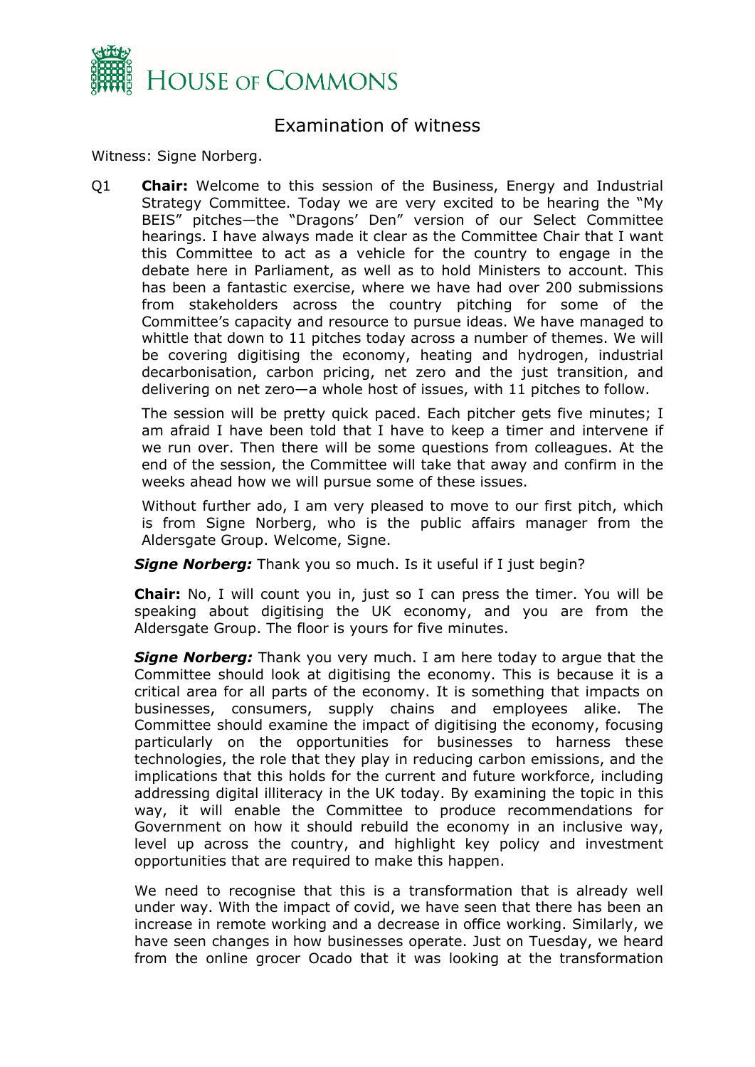# Examination of witness

Witness: Signe Norberg.

Q1 **Chair:** Welcome to this session of the Business, Energy and Industrial Strategy Committee. Today we are very excited to be hearing the "My BEIS" pitches—the "Dragons' Den" version of our Select Committee hearings. I have always made it clear as the Committee Chair that I want this Committee to act as a vehicle for the country to engage in the debate here in Parliament, as well as to hold Ministers to account. This has been a fantastic exercise, where we have had over 200 submissions from stakeholders across the country pitching for some of the Committee's capacity and resource to pursue ideas. We have managed to whittle that down to 11 pitches today across a number of themes. We will be covering digitising the economy, heating and hydrogen, industrial decarbonisation, carbon pricing, net zero and the just transition, and delivering on net zero—a whole host of issues, with 11 pitches to follow.

The session will be pretty quick paced. Each pitcher gets five minutes; I am afraid I have been told that I have to keep a timer and intervene if we run over. Then there will be some questions from colleagues. At the end of the session, the Committee will take that away and confirm in the weeks ahead how we will pursue some of these issues.

Without further ado, I am very pleased to move to our first pitch, which is from Signe Norberg, who is the public affairs manager from the Aldersgate Group. Welcome, Signe.

***Signe Norberg:*** Thank you so much. Is it useful if I just begin?

**Chair:** No, I will count you in, just so I can press the timer. You will be speaking about digitising the economy, and you are from the Aldersgate Group. The floor is yours for five minutes.

***Signe Norberg:*** Thank you very much. I am here today to argue that the Committee should look at digitising the economy. This is because it is a critical area for all parts of the economy. It is something that impacts on businesses, consumers, supply chains and employees alike. The Committee should examine the impact of digitising the economy, focusing particularly on the opportunities for businesses to harness these technologies, the role that they play in reducing carbon emissions, and the implications that this holds for the current and future workforce, including addressing digital illiteracy in the UK today. By examining the topic in this way, it will enable the Committee to produce recommendations for Government on how it should rebuild the economy in an inclusive way, level up across the country, and highlight key policy and investment opportunities that are required to make this happen.

We need to recognise that this is a transformation that is already well under way. With the impact of covid, we have seen that there has been an increase in remote working and a decrease in office working. Similarly, we have seen changes in how businesses operate. Just on Tuesday, we heard from the online grocer Ocado that it was looking at the transformation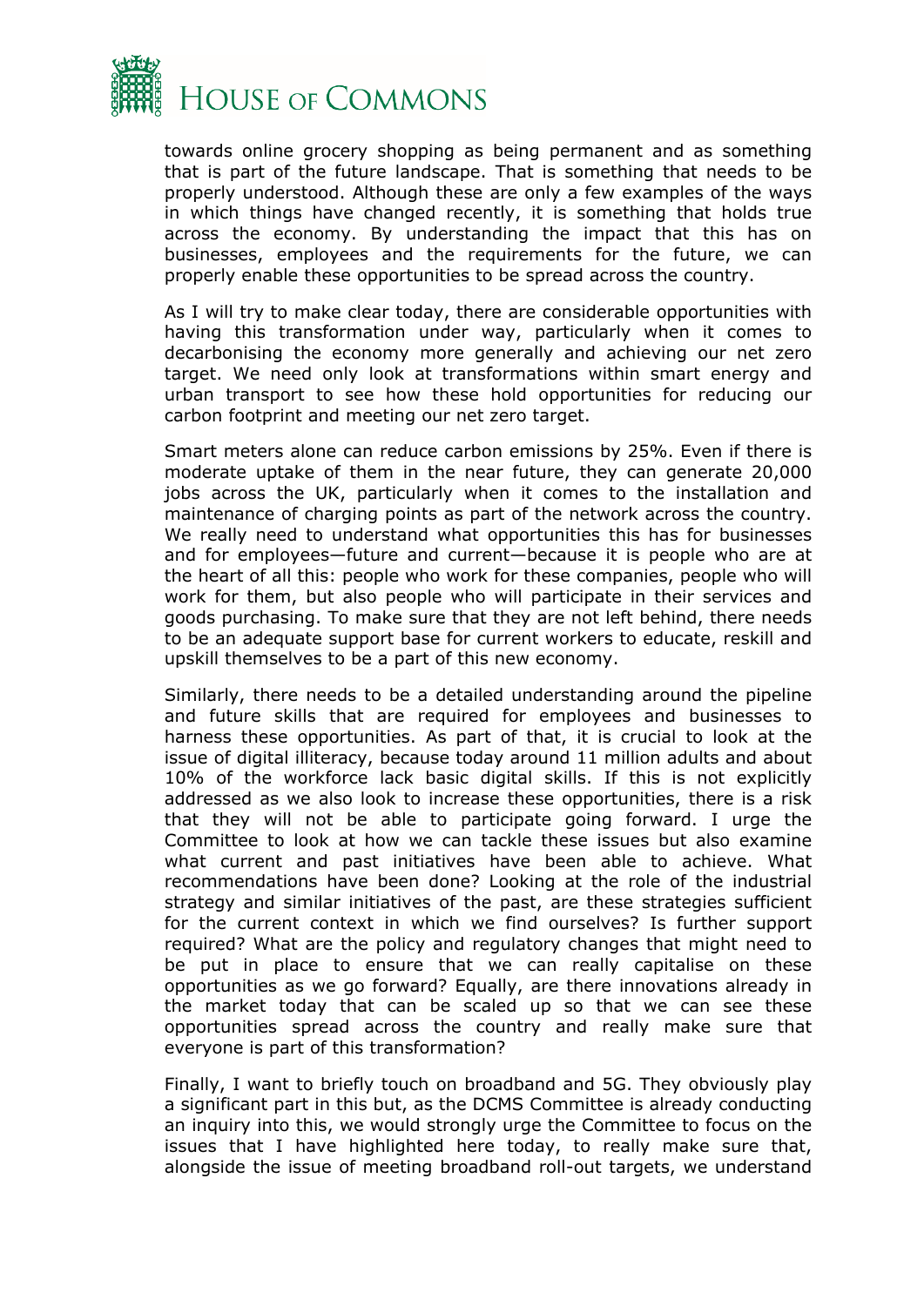towards online grocery shopping as being permanent and as something that is part of the future landscape. That is something that needs to be properly understood. Although these are only a few examples of the ways in which things have changed recently, it is something that holds true across the economy. By understanding the impact that this has on businesses, employees and the requirements for the future, we can properly enable these opportunities to be spread across the country.

As I will try to make clear today, there are considerable opportunities with having this transformation under way, particularly when it comes to decarbonising the economy more generally and achieving our net zero target. We need only look at transformations within smart energy and urban transport to see how these hold opportunities for reducing our carbon footprint and meeting our net zero target.

Smart meters alone can reduce carbon emissions by 25%. Even if there is moderate uptake of them in the near future, they can generate 20,000 jobs across the UK, particularly when it comes to the installation and maintenance of charging points as part of the network across the country. We really need to understand what opportunities this has for businesses and for employees—future and current—because it is people who are at the heart of all this: people who work for these companies, people who will work for them, but also people who will participate in their services and goods purchasing. To make sure that they are not left behind, there needs to be an adequate support base for current workers to educate, reskill and upskill themselves to be a part of this new economy.

Similarly, there needs to be a detailed understanding around the pipeline and future skills that are required for employees and businesses to harness these opportunities. As part of that, it is crucial to look at the issue of digital illiteracy, because today around 11 million adults and about 10% of the workforce lack basic digital skills. If this is not explicitly addressed as we also look to increase these opportunities, there is a risk that they will not be able to participate going forward. I urge the Committee to look at how we can tackle these issues but also examine what current and past initiatives have been able to achieve. What recommendations have been done? Looking at the role of the industrial strategy and similar initiatives of the past, are these strategies sufficient for the current context in which we find ourselves? Is further support required? What are the policy and regulatory changes that might need to be put in place to ensure that we can really capitalise on these opportunities as we go forward? Equally, are there innovations already in the market today that can be scaled up so that we can see these opportunities spread across the country and really make sure that everyone is part of this transformation?

Finally, I want to briefly touch on broadband and 5G. They obviously play a significant part in this but, as the DCMS Committee is already conducting an inquiry into this, we would strongly urge the Committee to focus on the issues that I have highlighted here today, to really make sure that, alongside the issue of meeting broadband roll-out targets, we understand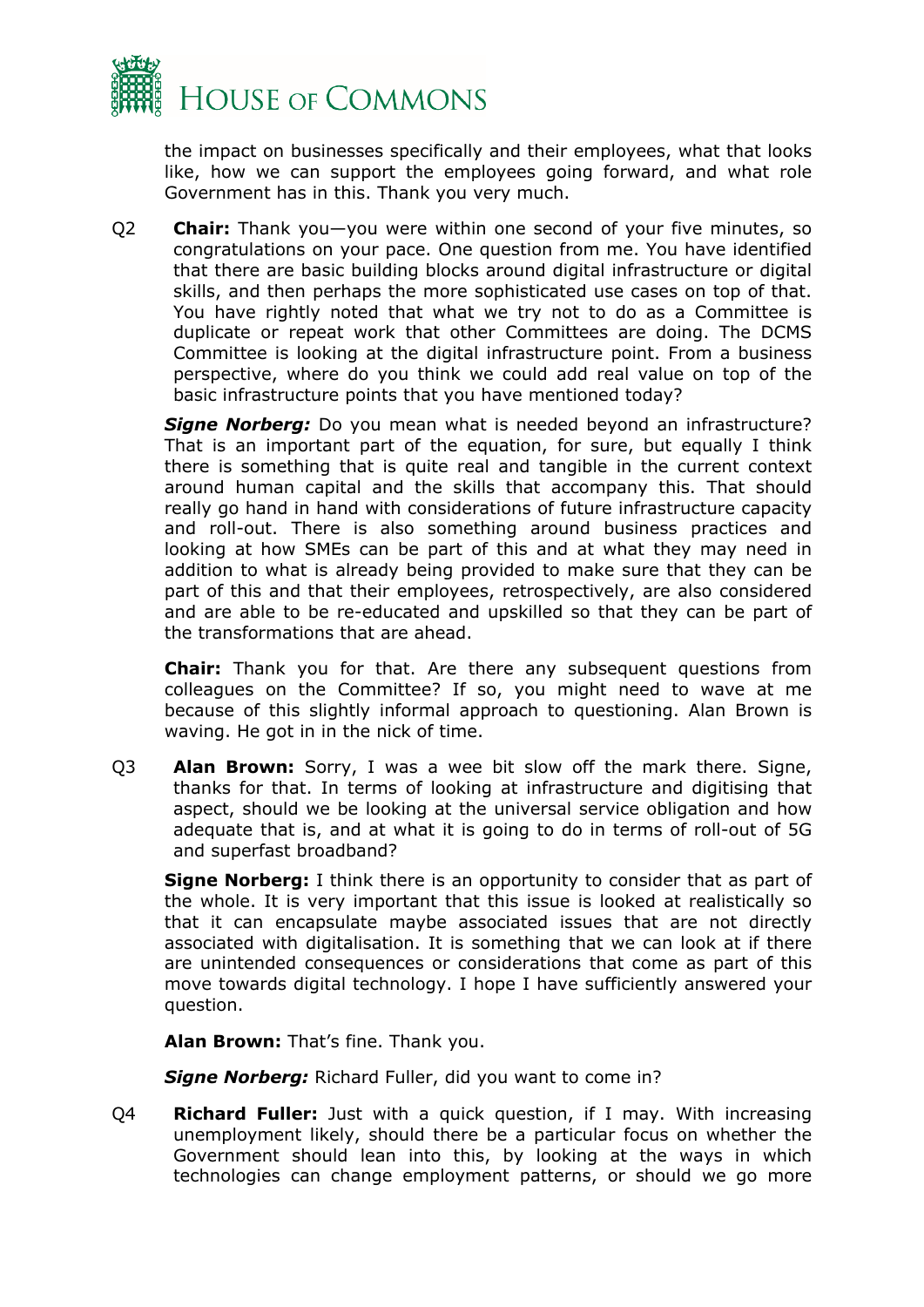the impact on businesses specifically and their employees, what that looks like, how we can support the employees going forward, and what role Government has in this. Thank you very much.

Q2 **Chair:** Thank you—you were within one second of your five minutes, so congratulations on your pace. One question from me. You have identified that there are basic building blocks around digital infrastructure or digital skills, and then perhaps the more sophisticated use cases on top of that. You have rightly noted that what we try not to do as a Committee is duplicate or repeat work that other Committees are doing. The DCMS Committee is looking at the digital infrastructure point. From a business perspective, where do you think we could add real value on top of the basic infrastructure points that you have mentioned today?

***Signe Norberg:*** Do you mean what is needed beyond an infrastructure? That is an important part of the equation, for sure, but equally I think there is something that is quite real and tangible in the current context around human capital and the skills that accompany this. That should really go hand in hand with considerations of future infrastructure capacity and roll-out. There is also something around business practices and looking at how SMEs can be part of this and at what they may need in addition to what is already being provided to make sure that they can be part of this and that their employees, retrospectively, are also considered and are able to be re-educated and upskilled so that they can be part of the transformations that are ahead.

**Chair:** Thank you for that. Are there any subsequent questions from colleagues on the Committee? If so, you might need to wave at me because of this slightly informal approach to questioning. Alan Brown is waving. He got in in the nick of time.

Q3 **Alan Brown:** Sorry, I was a wee bit slow off the mark there. Signe, thanks for that. In terms of looking at infrastructure and digitising that aspect, should we be looking at the universal service obligation and how adequate that is, and at what it is going to do in terms of roll-out of 5G and superfast broadband?

**Signe Norberg:** I think there is an opportunity to consider that as part of the whole. It is very important that this issue is looked at realistically so that it can encapsulate maybe associated issues that are not directly associated with digitalisation. It is something that we can look at if there are unintended consequences or considerations that come as part of this move towards digital technology. I hope I have sufficiently answered your question.

**Alan Brown:** That's fine. Thank you.

***Signe Norberg:*** Richard Fuller, did you want to come in?

Q4 **Richard Fuller:** Just with a quick question, if I may. With increasing unemployment likely, should there be a particular focus on whether the Government should lean into this, by looking at the ways in which technologies can change employment patterns, or should we go more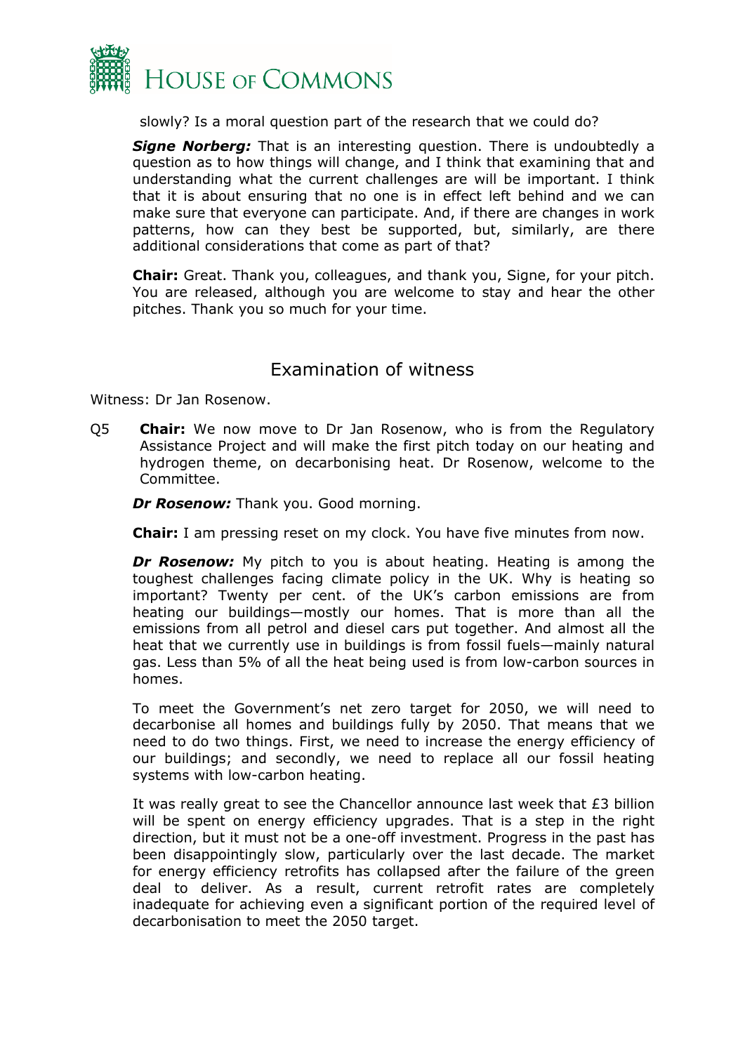slowly? Is a moral question part of the research that we could do?

***Signe Norberg:*** That is an interesting question. There is undoubtedly a question as to how things will change, and I think that examining that and understanding what the current challenges are will be important. I think that it is about ensuring that no one is in effect left behind and we can make sure that everyone can participate. And, if there are changes in work patterns, how can they best be supported, but, similarly, are there additional considerations that come as part of that?

**Chair:** Great. Thank you, colleagues, and thank you, Signe, for your pitch. You are released, although you are welcome to stay and hear the other pitches. Thank you so much for your time.

## Examination of witness

Witness: Dr Jan Rosenow.

Q5 **Chair:** We now move to Dr Jan Rosenow, who is from the Regulatory Assistance Project and will make the first pitch today on our heating and hydrogen theme, on decarbonising heat. Dr Rosenow, welcome to the Committee.

***Dr Rosenow:*** Thank you. Good morning.

**Chair:** I am pressing reset on my clock. You have five minutes from now.

***Dr Rosenow:*** My pitch to you is about heating. Heating is among the toughest challenges facing climate policy in the UK. Why is heating so important? Twenty per cent. of the UK's carbon emissions are from heating our buildings—mostly our homes. That is more than all the emissions from all petrol and diesel cars put together. And almost all the heat that we currently use in buildings is from fossil fuels—mainly natural gas. Less than 5% of all the heat being used is from low-carbon sources in homes.

To meet the Government's net zero target for 2050, we will need to decarbonise all homes and buildings fully by 2050. That means that we need to do two things. First, we need to increase the energy efficiency of our buildings; and secondly, we need to replace all our fossil heating systems with low-carbon heating.

It was really great to see the Chancellor announce last week that £3 billion will be spent on energy efficiency upgrades. That is a step in the right direction, but it must not be a one-off investment. Progress in the past has been disappointingly slow, particularly over the last decade. The market for energy efficiency retrofits has collapsed after the failure of the green deal to deliver. As a result, current retrofit rates are completely inadequate for achieving even a significant portion of the required level of decarbonisation to meet the 2050 target.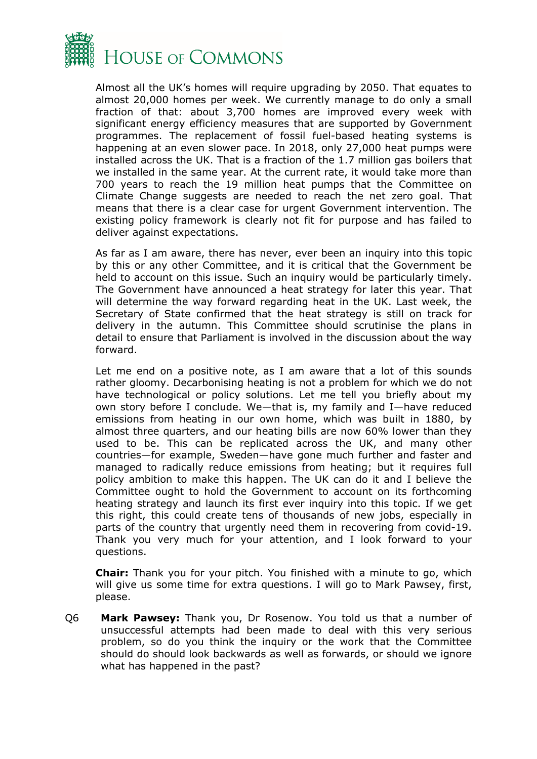Almost all the UK's homes will require upgrading by 2050. That equates to almost 20,000 homes per week. We currently manage to do only a small fraction of that: about 3,700 homes are improved every week with significant energy efficiency measures that are supported by Government programmes. The replacement of fossil fuel-based heating systems is happening at an even slower pace. In 2018, only 27,000 heat pumps were installed across the UK. That is a fraction of the 1.7 million gas boilers that we installed in the same year. At the current rate, it would take more than 700 years to reach the 19 million heat pumps that the Committee on Climate Change suggests are needed to reach the net zero goal. That means that there is a clear case for urgent Government intervention. The existing policy framework is clearly not fit for purpose and has failed to deliver against expectations.

As far as I am aware, there has never, ever been an inquiry into this topic by this or any other Committee, and it is critical that the Government be held to account on this issue. Such an inquiry would be particularly timely. The Government have announced a heat strategy for later this year. That will determine the way forward regarding heat in the UK. Last week, the Secretary of State confirmed that the heat strategy is still on track for delivery in the autumn. This Committee should scrutinise the plans in detail to ensure that Parliament is involved in the discussion about the way forward.

Let me end on a positive note, as I am aware that a lot of this sounds rather gloomy. Decarbonising heating is not a problem for which we do not have technological or policy solutions. Let me tell you briefly about my own story before I conclude. We—that is, my family and I—have reduced emissions from heating in our own home, which was built in 1880, by almost three quarters, and our heating bills are now 60% lower than they used to be. This can be replicated across the UK, and many other countries—for example, Sweden—have gone much further and faster and managed to radically reduce emissions from heating; but it requires full policy ambition to make this happen. The UK can do it and I believe the Committee ought to hold the Government to account on its forthcoming heating strategy and launch its first ever inquiry into this topic. If we get this right, this could create tens of thousands of new jobs, especially in parts of the country that urgently need them in recovering from covid-19. Thank you very much for your attention, and I look forward to your questions.

**Chair:** Thank you for your pitch. You finished with a minute to go, which will give us some time for extra questions. I will go to Mark Pawsey, first, please.

Q6 **Mark Pawsey:** Thank you, Dr Rosenow. You told us that a number of unsuccessful attempts had been made to deal with this very serious problem, so do you think the inquiry or the work that the Committee should do should look backwards as well as forwards, or should we ignore what has happened in the past?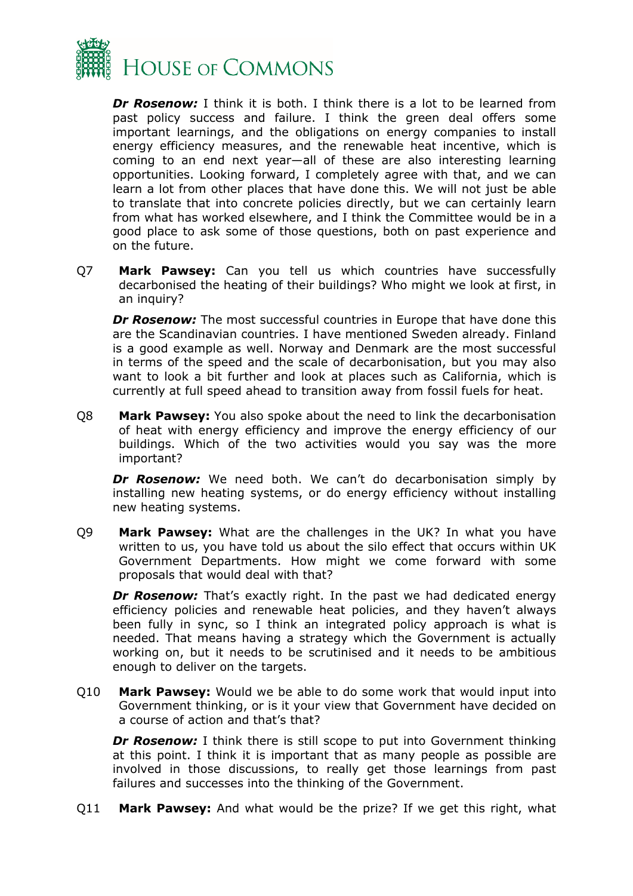***Dr Rosenow:*** I think it is both. I think there is a lot to be learned from past policy success and failure. I think the green deal offers some important learnings, and the obligations on energy companies to install energy efficiency measures, and the renewable heat incentive, which is coming to an end next year—all of these are also interesting learning opportunities. Looking forward, I completely agree with that, and we can learn a lot from other places that have done this. We will not just be able to translate that into concrete policies directly, but we can certainly learn from what has worked elsewhere, and I think the Committee would be in a good place to ask some of those questions, both on past experience and on the future.

Q7 **Mark Pawsey:** Can you tell us which countries have successfully decarbonised the heating of their buildings? Who might we look at first, in an inquiry?

***Dr Rosenow:*** The most successful countries in Europe that have done this are the Scandinavian countries. I have mentioned Sweden already. Finland is a good example as well. Norway and Denmark are the most successful in terms of the speed and the scale of decarbonisation, but you may also want to look a bit further and look at places such as California, which is currently at full speed ahead to transition away from fossil fuels for heat.

Q8 **Mark Pawsey:** You also spoke about the need to link the decarbonisation of heat with energy efficiency and improve the energy efficiency of our buildings. Which of the two activities would you say was the more important?

***Dr Rosenow:*** We need both. We can't do decarbonisation simply by installing new heating systems, or do energy efficiency without installing new heating systems.

Q9 **Mark Pawsey:** What are the challenges in the UK? In what you have written to us, you have told us about the silo effect that occurs within UK Government Departments. How might we come forward with some proposals that would deal with that?

***Dr Rosenow:*** That's exactly right. In the past we had dedicated energy efficiency policies and renewable heat policies, and they haven't always been fully in sync, so I think an integrated policy approach is what is needed. That means having a strategy which the Government is actually working on, but it needs to be scrutinised and it needs to be ambitious enough to deliver on the targets.

Q10 **Mark Pawsey:** Would we be able to do some work that would input into Government thinking, or is it your view that Government have decided on a course of action and that's that?

***Dr Rosenow:*** I think there is still scope to put into Government thinking at this point. I think it is important that as many people as possible are involved in those discussions, to really get those learnings from past failures and successes into the thinking of the Government.

Q11 **Mark Pawsey:** And what would be the prize? If we get this right, what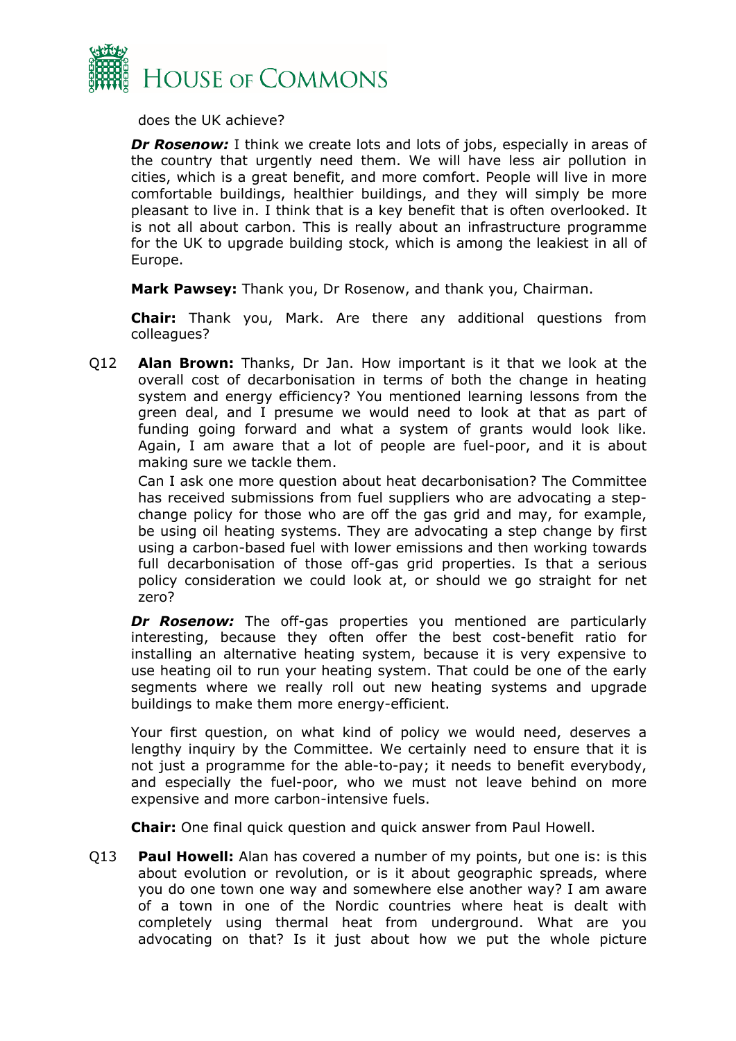does the UK achieve?

***Dr Rosenow:*** I think we create lots and lots of jobs, especially in areas of the country that urgently need them. We will have less air pollution in cities, which is a great benefit, and more comfort. People will live in more comfortable buildings, healthier buildings, and they will simply be more pleasant to live in. I think that is a key benefit that is often overlooked. It is not all about carbon. This is really about an infrastructure programme for the UK to upgrade building stock, which is among the leakiest in all of Europe.

**Mark Pawsey:** Thank you, Dr Rosenow, and thank you, Chairman.

**Chair:** Thank you, Mark. Are there any additional questions from colleagues?

Q12 **Alan Brown:** Thanks, Dr Jan. How important is it that we look at the overall cost of decarbonisation in terms of both the change in heating system and energy efficiency? You mentioned learning lessons from the green deal, and I presume we would need to look at that as part of funding going forward and what a system of grants would look like. Again, I am aware that a lot of people are fuel-poor, and it is about making sure we tackle them.

Can I ask one more question about heat decarbonisation? The Committee has received submissions from fuel suppliers who are advocating a step-change policy for those who are off the gas grid and may, for example, be using oil heating systems. They are advocating a step change by first using a carbon-based fuel with lower emissions and then working towards full decarbonisation of those off-gas grid properties. Is that a serious policy consideration we could look at, or should we go straight for net zero?

***Dr Rosenow:*** The off-gas properties you mentioned are particularly interesting, because they often offer the best cost-benefit ratio for installing an alternative heating system, because it is very expensive to use heating oil to run your heating system. That could be one of the early segments where we really roll out new heating systems and upgrade buildings to make them more energy-efficient.

Your first question, on what kind of policy we would need, deserves a lengthy inquiry by the Committee. We certainly need to ensure that it is not just a programme for the able-to-pay; it needs to benefit everybody, and especially the fuel-poor, who we must not leave behind on more expensive and more carbon-intensive fuels.

**Chair:** One final quick question and quick answer from Paul Howell.

Q13 **Paul Howell:** Alan has covered a number of my points, but one is: is this about evolution or revolution, or is it about geographic spreads, where you do one town one way and somewhere else another way? I am aware of a town in one of the Nordic countries where heat is dealt with completely using thermal heat from underground. What are you advocating on that? Is it just about how we put the whole picture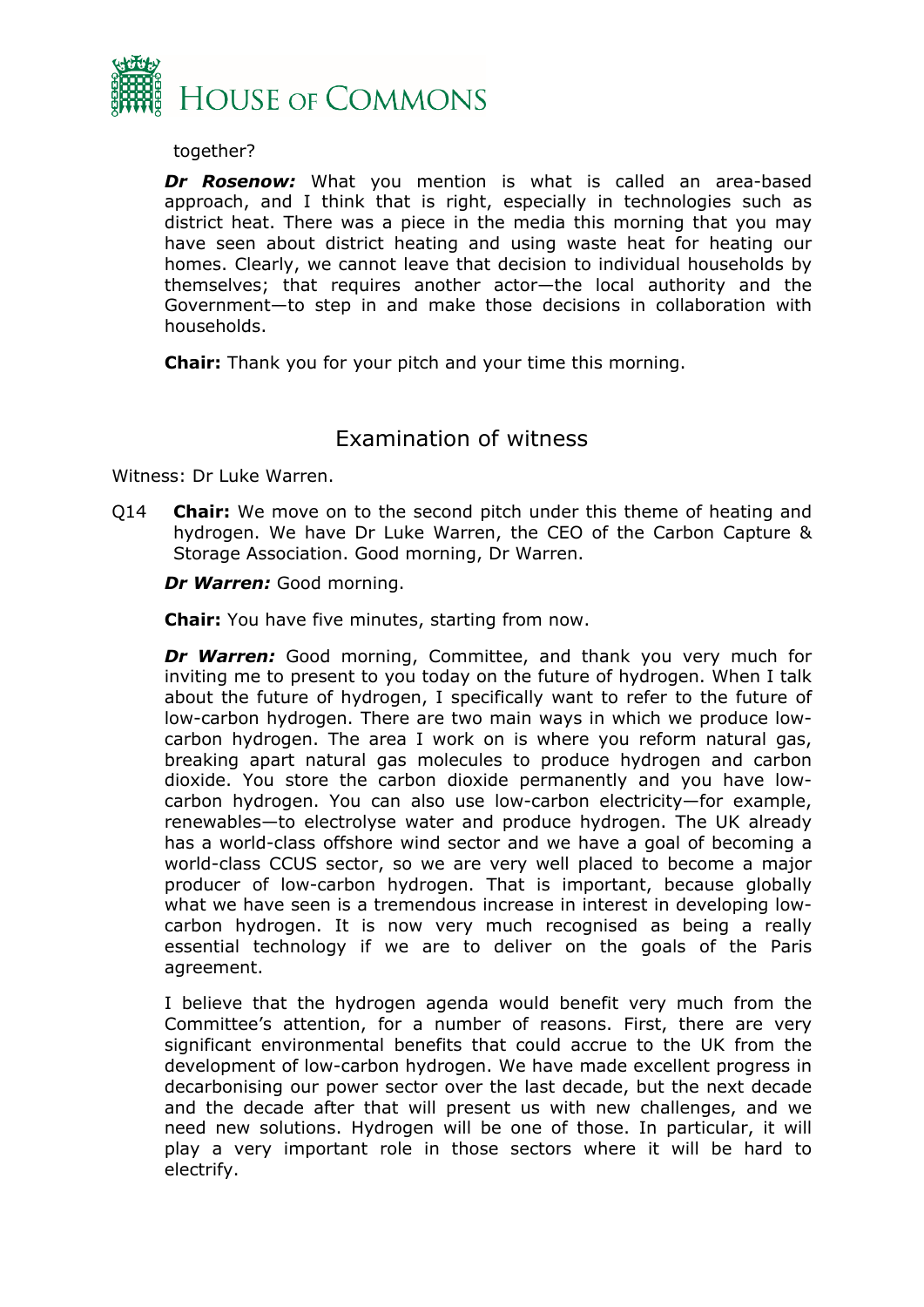together?

***Dr Rosenow:*** What you mention is what is called an area-based approach, and I think that is right, especially in technologies such as district heat. There was a piece in the media this morning that you may have seen about district heating and using waste heat for heating our homes. Clearly, we cannot leave that decision to individual households by themselves; that requires another actor—the local authority and the Government—to step in and make those decisions in collaboration with households.

**Chair:** Thank you for your pitch and your time this morning.

## Examination of witness

Witness: Dr Luke Warren.

Q14 **Chair:** We move on to the second pitch under this theme of heating and hydrogen. We have Dr Luke Warren, the CEO of the Carbon Capture & Storage Association. Good morning, Dr Warren.

***Dr Warren:*** Good morning.

**Chair:** You have five minutes, starting from now.

***Dr Warren:*** Good morning, Committee, and thank you very much for inviting me to present to you today on the future of hydrogen. When I talk about the future of hydrogen, I specifically want to refer to the future of low-carbon hydrogen. There are two main ways in which we produce low-carbon hydrogen. The area I work on is where you reform natural gas, breaking apart natural gas molecules to produce hydrogen and carbon dioxide. You store the carbon dioxide permanently and you have low-carbon hydrogen. You can also use low-carbon electricity—for example, renewables—to electrolyse water and produce hydrogen. The UK already has a world-class offshore wind sector and we have a goal of becoming a world-class CCUS sector, so we are very well placed to become a major producer of low-carbon hydrogen. That is important, because globally what we have seen is a tremendous increase in interest in developing low-carbon hydrogen. It is now very much recognised as being a really essential technology if we are to deliver on the goals of the Paris agreement.

I believe that the hydrogen agenda would benefit very much from the Committee's attention, for a number of reasons. First, there are very significant environmental benefits that could accrue to the UK from the development of low-carbon hydrogen. We have made excellent progress in decarbonising our power sector over the last decade, but the next decade and the decade after that will present us with new challenges, and we need new solutions. Hydrogen will be one of those. In particular, it will play a very important role in those sectors where it will be hard to electrify.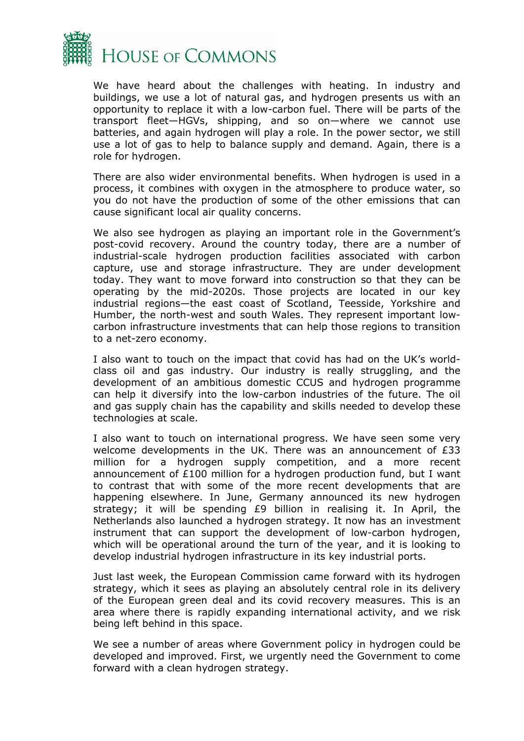We have heard about the challenges with heating. In industry and buildings, we use a lot of natural gas, and hydrogen presents us with an opportunity to replace it with a low-carbon fuel. There will be parts of the transport fleet—HGVs, shipping, and so on—where we cannot use batteries, and again hydrogen will play a role. In the power sector, we still use a lot of gas to help to balance supply and demand. Again, there is a role for hydrogen.

There are also wider environmental benefits. When hydrogen is used in a process, it combines with oxygen in the atmosphere to produce water, so you do not have the production of some of the other emissions that can cause significant local air quality concerns.

We also see hydrogen as playing an important role in the Government's post-covid recovery. Around the country today, there are a number of industrial-scale hydrogen production facilities associated with carbon capture, use and storage infrastructure. They are under development today. They want to move forward into construction so that they can be operating by the mid-2020s. Those projects are located in our key industrial regions—the east coast of Scotland, Teesside, Yorkshire and Humber, the north-west and south Wales. They represent important low-carbon infrastructure investments that can help those regions to transition to a net-zero economy.

I also want to touch on the impact that covid has had on the UK's world-class oil and gas industry. Our industry is really struggling, and the development of an ambitious domestic CCUS and hydrogen programme can help it diversify into the low-carbon industries of the future. The oil and gas supply chain has the capability and skills needed to develop these technologies at scale.

I also want to touch on international progress. We have seen some very welcome developments in the UK. There was an announcement of £33 million for a hydrogen supply competition, and a more recent announcement of £100 million for a hydrogen production fund, but I want to contrast that with some of the more recent developments that are happening elsewhere. In June, Germany announced its new hydrogen strategy; it will be spending £9 billion in realising it. In April, the Netherlands also launched a hydrogen strategy. It now has an investment instrument that can support the development of low-carbon hydrogen, which will be operational around the turn of the year, and it is looking to develop industrial hydrogen infrastructure in its key industrial ports.

Just last week, the European Commission came forward with its hydrogen strategy, which it sees as playing an absolutely central role in its delivery of the European green deal and its covid recovery measures. This is an area where there is rapidly expanding international activity, and we risk being left behind in this space.

We see a number of areas where Government policy in hydrogen could be developed and improved. First, we urgently need the Government to come forward with a clean hydrogen strategy.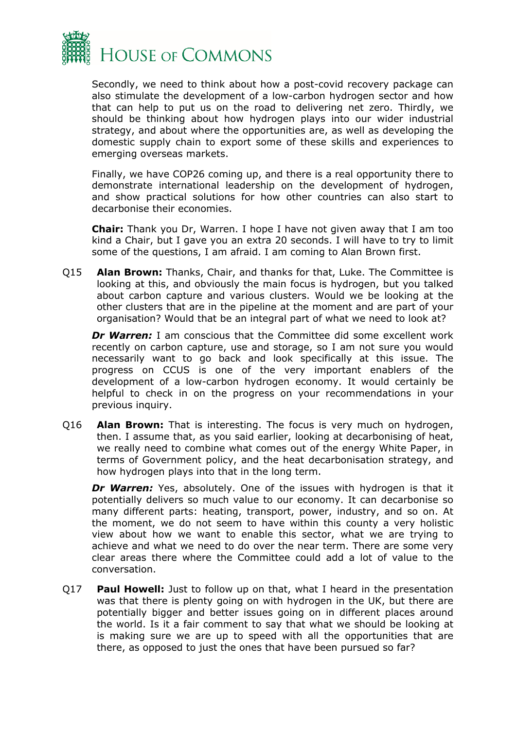Secondly, we need to think about how a post-covid recovery package can also stimulate the development of a low-carbon hydrogen sector and how that can help to put us on the road to delivering net zero. Thirdly, we should be thinking about how hydrogen plays into our wider industrial strategy, and about where the opportunities are, as well as developing the domestic supply chain to export some of these skills and experiences to emerging overseas markets.

Finally, we have COP26 coming up, and there is a real opportunity there to demonstrate international leadership on the development of hydrogen, and show practical solutions for how other countries can also start to decarbonise their economies.

**Chair:** Thank you Dr, Warren. I hope I have not given away that I am too kind a Chair, but I gave you an extra 20 seconds. I will have to try to limit some of the questions, I am afraid. I am coming to Alan Brown first.

Q15 **Alan Brown:** Thanks, Chair, and thanks for that, Luke. The Committee is looking at this, and obviously the main focus is hydrogen, but you talked about carbon capture and various clusters. Would we be looking at the other clusters that are in the pipeline at the moment and are part of your organisation? Would that be an integral part of what we need to look at?

***Dr Warren:*** I am conscious that the Committee did some excellent work recently on carbon capture, use and storage, so I am not sure you would necessarily want to go back and look specifically at this issue. The progress on CCUS is one of the very important enablers of the development of a low-carbon hydrogen economy. It would certainly be helpful to check in on the progress on your recommendations in your previous inquiry.

Q16 **Alan Brown:** That is interesting. The focus is very much on hydrogen, then. I assume that, as you said earlier, looking at decarbonising of heat, we really need to combine what comes out of the energy White Paper, in terms of Government policy, and the heat decarbonisation strategy, and how hydrogen plays into that in the long term.

***Dr Warren:*** Yes, absolutely. One of the issues with hydrogen is that it potentially delivers so much value to our economy. It can decarbonise so many different parts: heating, transport, power, industry, and so on. At the moment, we do not seem to have within this county a very holistic view about how we want to enable this sector, what we are trying to achieve and what we need to do over the near term. There are some very clear areas there where the Committee could add a lot of value to the conversation.

Q17 **Paul Howell:** Just to follow up on that, what I heard in the presentation was that there is plenty going on with hydrogen in the UK, but there are potentially bigger and better issues going on in different places around the world. Is it a fair comment to say that what we should be looking at is making sure we are up to speed with all the opportunities that are there, as opposed to just the ones that have been pursued so far?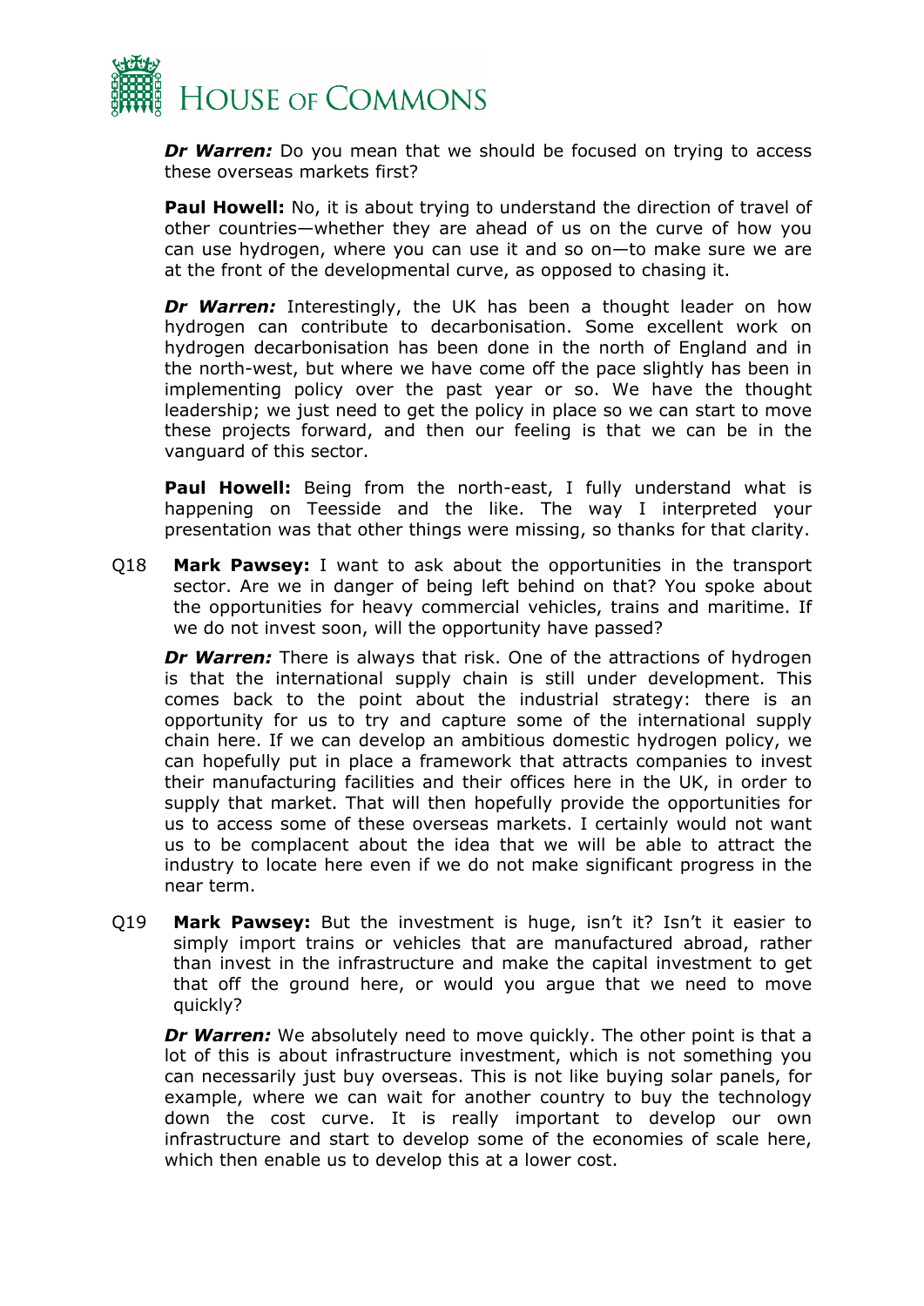***Dr Warren:*** Do you mean that we should be focused on trying to access these overseas markets first?

**Paul Howell:** No, it is about trying to understand the direction of travel of other countries—whether they are ahead of us on the curve of how you can use hydrogen, where you can use it and so on—to make sure we are at the front of the developmental curve, as opposed to chasing it.

***Dr Warren:*** Interestingly, the UK has been a thought leader on how hydrogen can contribute to decarbonisation. Some excellent work on hydrogen decarbonisation has been done in the north of England and in the north-west, but where we have come off the pace slightly has been in implementing policy over the past year or so. We have the thought leadership; we just need to get the policy in place so we can start to move these projects forward, and then our feeling is that we can be in the vanguard of this sector.

**Paul Howell:** Being from the north-east, I fully understand what is happening on Teesside and the like. The way I interpreted your presentation was that other things were missing, so thanks for that clarity.

Q18 **Mark Pawsey:** I want to ask about the opportunities in the transport sector. Are we in danger of being left behind on that? You spoke about the opportunities for heavy commercial vehicles, trains and maritime. If we do not invest soon, will the opportunity have passed?

***Dr Warren:*** There is always that risk. One of the attractions of hydrogen is that the international supply chain is still under development. This comes back to the point about the industrial strategy: there is an opportunity for us to try and capture some of the international supply chain here. If we can develop an ambitious domestic hydrogen policy, we can hopefully put in place a framework that attracts companies to invest their manufacturing facilities and their offices here in the UK, in order to supply that market. That will then hopefully provide the opportunities for us to access some of these overseas markets. I certainly would not want us to be complacent about the idea that we will be able to attract the industry to locate here even if we do not make significant progress in the near term.

Q19 **Mark Pawsey:** But the investment is huge, isn't it? Isn't it easier to simply import trains or vehicles that are manufactured abroad, rather than invest in the infrastructure and make the capital investment to get that off the ground here, or would you argue that we need to move quickly?

***Dr Warren:*** We absolutely need to move quickly. The other point is that a lot of this is about infrastructure investment, which is not something you can necessarily just buy overseas. This is not like buying solar panels, for example, where we can wait for another country to buy the technology down the cost curve. It is really important to develop our own infrastructure and start to develop some of the economies of scale here, which then enable us to develop this at a lower cost.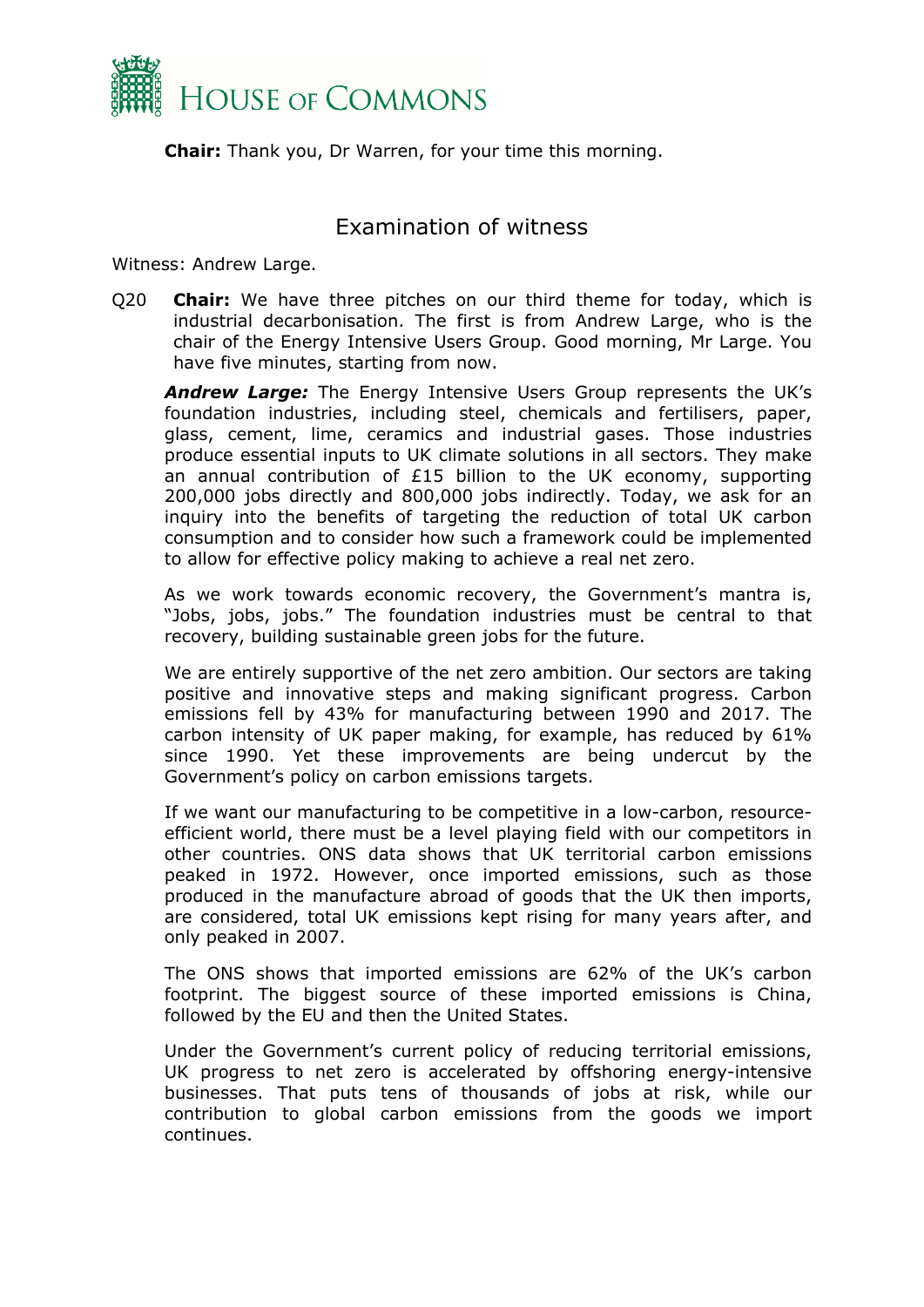**Chair:** Thank you, Dr Warren, for your time this morning.

## Examination of witness

Witness: Andrew Large.

Q20 **Chair:** We have three pitches on our third theme for today, which is industrial decarbonisation. The first is from Andrew Large, who is the chair of the Energy Intensive Users Group. Good morning, Mr Large. You have five minutes, starting from now.

***Andrew Large:*** The Energy Intensive Users Group represents the UK's foundation industries, including steel, chemicals and fertilisers, paper, glass, cement, lime, ceramics and industrial gases. Those industries produce essential inputs to UK climate solutions in all sectors. They make an annual contribution of £15 billion to the UK economy, supporting 200,000 jobs directly and 800,000 jobs indirectly. Today, we ask for an inquiry into the benefits of targeting the reduction of total UK carbon consumption and to consider how such a framework could be implemented to allow for effective policy making to achieve a real net zero.

As we work towards economic recovery, the Government's mantra is, "Jobs, jobs, jobs." The foundation industries must be central to that recovery, building sustainable green jobs for the future.

We are entirely supportive of the net zero ambition. Our sectors are taking positive and innovative steps and making significant progress. Carbon emissions fell by 43% for manufacturing between 1990 and 2017. The carbon intensity of UK paper making, for example, has reduced by 61% since 1990. Yet these improvements are being undercut by the Government's policy on carbon emissions targets.

If we want our manufacturing to be competitive in a low-carbon, resource-efficient world, there must be a level playing field with our competitors in other countries. ONS data shows that UK territorial carbon emissions peaked in 1972. However, once imported emissions, such as those produced in the manufacture abroad of goods that the UK then imports, are considered, total UK emissions kept rising for many years after, and only peaked in 2007.

The ONS shows that imported emissions are 62% of the UK's carbon footprint. The biggest source of these imported emissions is China, followed by the EU and then the United States.

Under the Government's current policy of reducing territorial emissions, UK progress to net zero is accelerated by offshoring energy-intensive businesses. That puts tens of thousands of jobs at risk, while our contribution to global carbon emissions from the goods we import continues.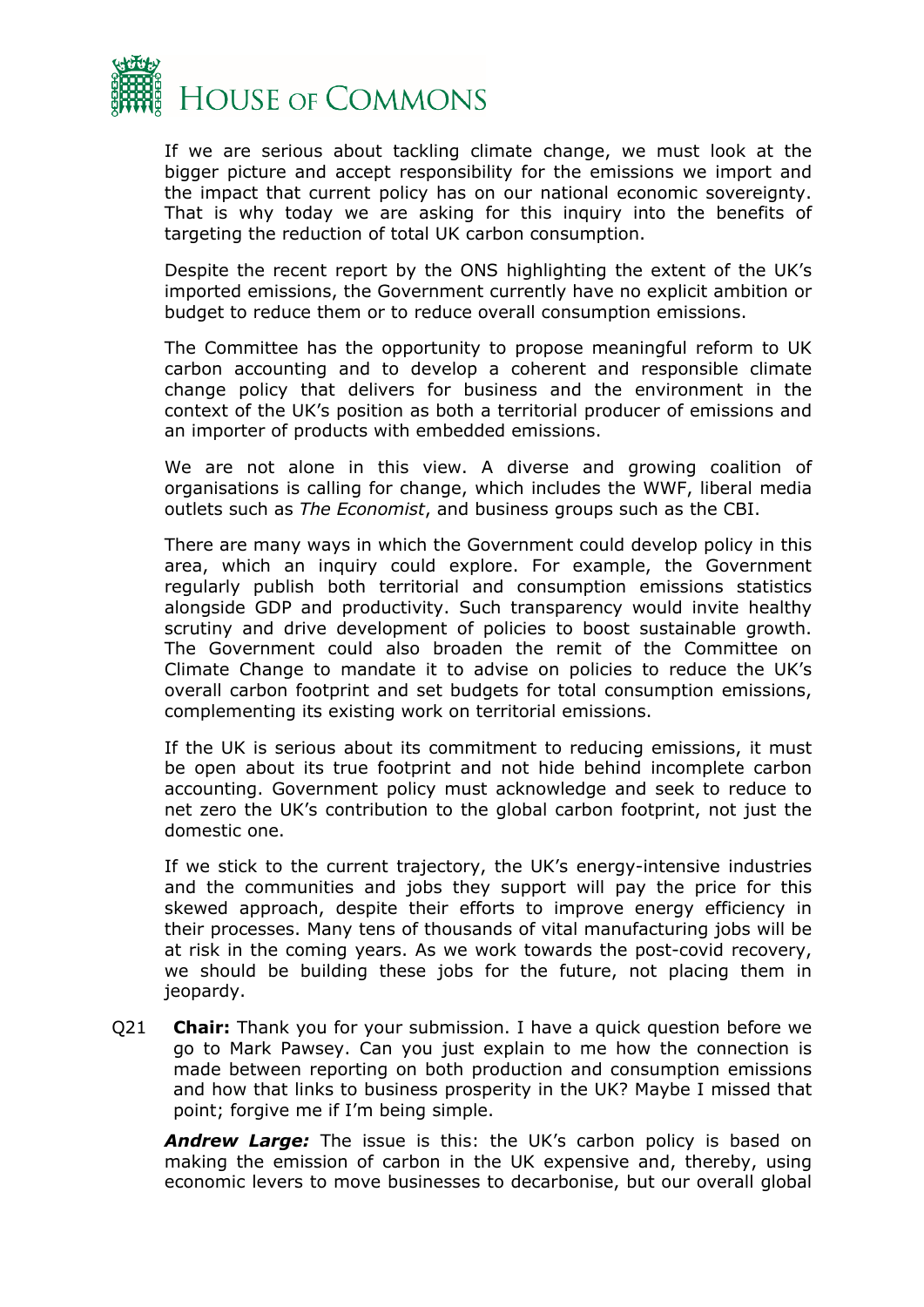If we are serious about tackling climate change, we must look at the bigger picture and accept responsibility for the emissions we import and the impact that current policy has on our national economic sovereignty. That is why today we are asking for this inquiry into the benefits of targeting the reduction of total UK carbon consumption.

Despite the recent report by the ONS highlighting the extent of the UK's imported emissions, the Government currently have no explicit ambition or budget to reduce them or to reduce overall consumption emissions.

The Committee has the opportunity to propose meaningful reform to UK carbon accounting and to develop a coherent and responsible climate change policy that delivers for business and the environment in the context of the UK's position as both a territorial producer of emissions and an importer of products with embedded emissions.

We are not alone in this view. A diverse and growing coalition of organisations is calling for change, which includes the WWF, liberal media outlets such as *The Economist*, and business groups such as the CBI.

There are many ways in which the Government could develop policy in this area, which an inquiry could explore. For example, the Government regularly publish both territorial and consumption emissions statistics alongside GDP and productivity. Such transparency would invite healthy scrutiny and drive development of policies to boost sustainable growth. The Government could also broaden the remit of the Committee on Climate Change to mandate it to advise on policies to reduce the UK's overall carbon footprint and set budgets for total consumption emissions, complementing its existing work on territorial emissions.

If the UK is serious about its commitment to reducing emissions, it must be open about its true footprint and not hide behind incomplete carbon accounting. Government policy must acknowledge and seek to reduce to net zero the UK's contribution to the global carbon footprint, not just the domestic one.

If we stick to the current trajectory, the UK's energy-intensive industries and the communities and jobs they support will pay the price for this skewed approach, despite their efforts to improve energy efficiency in their processes. Many tens of thousands of vital manufacturing jobs will be at risk in the coming years. As we work towards the post-covid recovery, we should be building these jobs for the future, not placing them in jeopardy.

Q21 **Chair:** Thank you for your submission. I have a quick question before we go to Mark Pawsey. Can you just explain to me how the connection is made between reporting on both production and consumption emissions and how that links to business prosperity in the UK? Maybe I missed that point; forgive me if I'm being simple.

***Andrew Large:*** The issue is this: the UK's carbon policy is based on making the emission of carbon in the UK expensive and, thereby, using economic levers to move businesses to decarbonise, but our overall global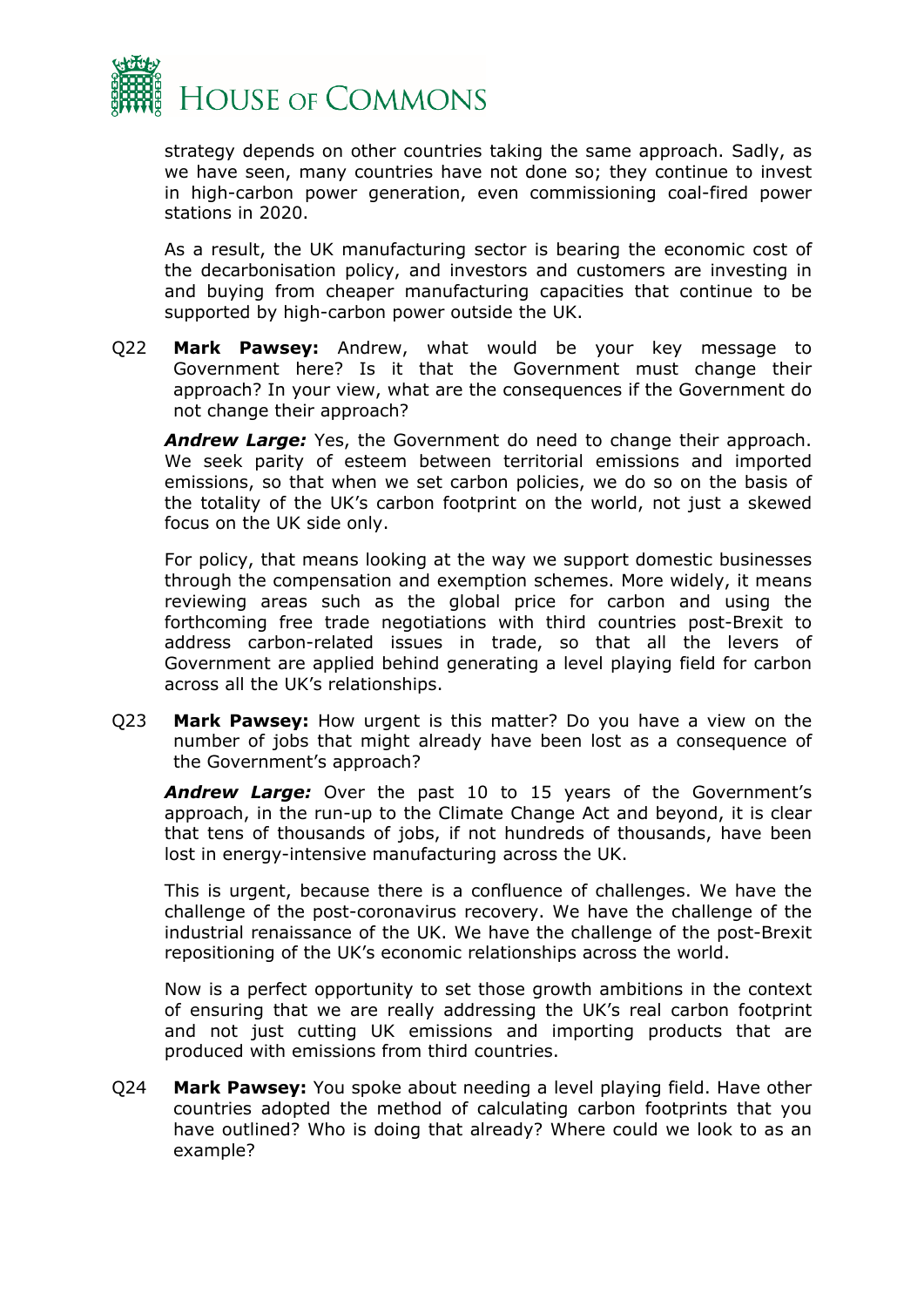strategy depends on other countries taking the same approach. Sadly, as we have seen, many countries have not done so; they continue to invest in high-carbon power generation, even commissioning coal-fired power stations in 2020.

As a result, the UK manufacturing sector is bearing the economic cost of the decarbonisation policy, and investors and customers are investing in and buying from cheaper manufacturing capacities that continue to be supported by high-carbon power outside the UK.

Q22 **Mark Pawsey:** Andrew, what would be your key message to Government here? Is it that the Government must change their approach? In your view, what are the consequences if the Government do not change their approach?

***Andrew Large:*** Yes, the Government do need to change their approach. We seek parity of esteem between territorial emissions and imported emissions, so that when we set carbon policies, we do so on the basis of the totality of the UK's carbon footprint on the world, not just a skewed focus on the UK side only.

For policy, that means looking at the way we support domestic businesses through the compensation and exemption schemes. More widely, it means reviewing areas such as the global price for carbon and using the forthcoming free trade negotiations with third countries post-Brexit to address carbon-related issues in trade, so that all the levers of Government are applied behind generating a level playing field for carbon across all the UK's relationships.

Q23 **Mark Pawsey:** How urgent is this matter? Do you have a view on the number of jobs that might already have been lost as a consequence of the Government's approach?

***Andrew Large:*** Over the past 10 to 15 years of the Government's approach, in the run-up to the Climate Change Act and beyond, it is clear that tens of thousands of jobs, if not hundreds of thousands, have been lost in energy-intensive manufacturing across the UK.

This is urgent, because there is a confluence of challenges. We have the challenge of the post-coronavirus recovery. We have the challenge of the industrial renaissance of the UK. We have the challenge of the post-Brexit repositioning of the UK's economic relationships across the world.

Now is a perfect opportunity to set those growth ambitions in the context of ensuring that we are really addressing the UK's real carbon footprint and not just cutting UK emissions and importing products that are produced with emissions from third countries.

Q24 **Mark Pawsey:** You spoke about needing a level playing field. Have other countries adopted the method of calculating carbon footprints that you have outlined? Who is doing that already? Where could we look to as an example?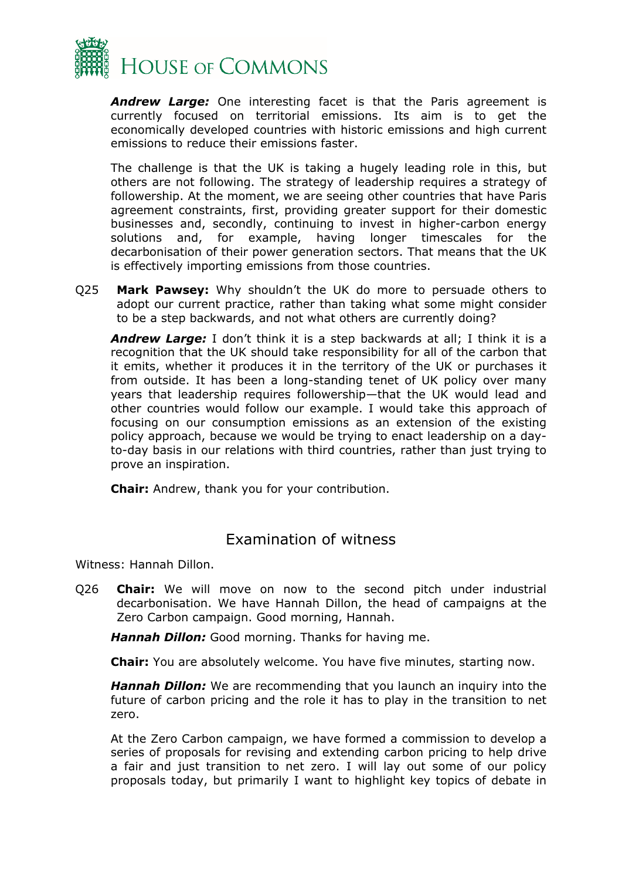***Andrew Large:*** One interesting facet is that the Paris agreement is currently focused on territorial emissions. Its aim is to get the economically developed countries with historic emissions and high current emissions to reduce their emissions faster.

The challenge is that the UK is taking a hugely leading role in this, but others are not following. The strategy of leadership requires a strategy of followership. At the moment, we are seeing other countries that have Paris agreement constraints, first, providing greater support for their domestic businesses and, secondly, continuing to invest in higher-carbon energy solutions and, for example, having longer timescales for the decarbonisation of their power generation sectors. That means that the UK is effectively importing emissions from those countries.

Q25 **Mark Pawsey:** Why shouldn't the UK do more to persuade others to adopt our current practice, rather than taking what some might consider to be a step backwards, and not what others are currently doing?

***Andrew Large:*** I don't think it is a step backwards at all; I think it is a recognition that the UK should take responsibility for all of the carbon that it emits, whether it produces it in the territory of the UK or purchases it from outside. It has been a long-standing tenet of UK policy over many years that leadership requires followership—that the UK would lead and other countries would follow our example. I would take this approach of focusing on our consumption emissions as an extension of the existing policy approach, because we would be trying to enact leadership on a day-to-day basis in our relations with third countries, rather than just trying to prove an inspiration.

**Chair:** Andrew, thank you for your contribution.

## Examination of witness

Witness: Hannah Dillon.

Q26 **Chair:** We will move on now to the second pitch under industrial decarbonisation. We have Hannah Dillon, the head of campaigns at the Zero Carbon campaign. Good morning, Hannah.

***Hannah Dillon:*** Good morning. Thanks for having me.

**Chair:** You are absolutely welcome. You have five minutes, starting now.

***Hannah Dillon:*** We are recommending that you launch an inquiry into the future of carbon pricing and the role it has to play in the transition to net zero.

At the Zero Carbon campaign, we have formed a commission to develop a series of proposals for revising and extending carbon pricing to help drive a fair and just transition to net zero. I will lay out some of our policy proposals today, but primarily I want to highlight key topics of debate in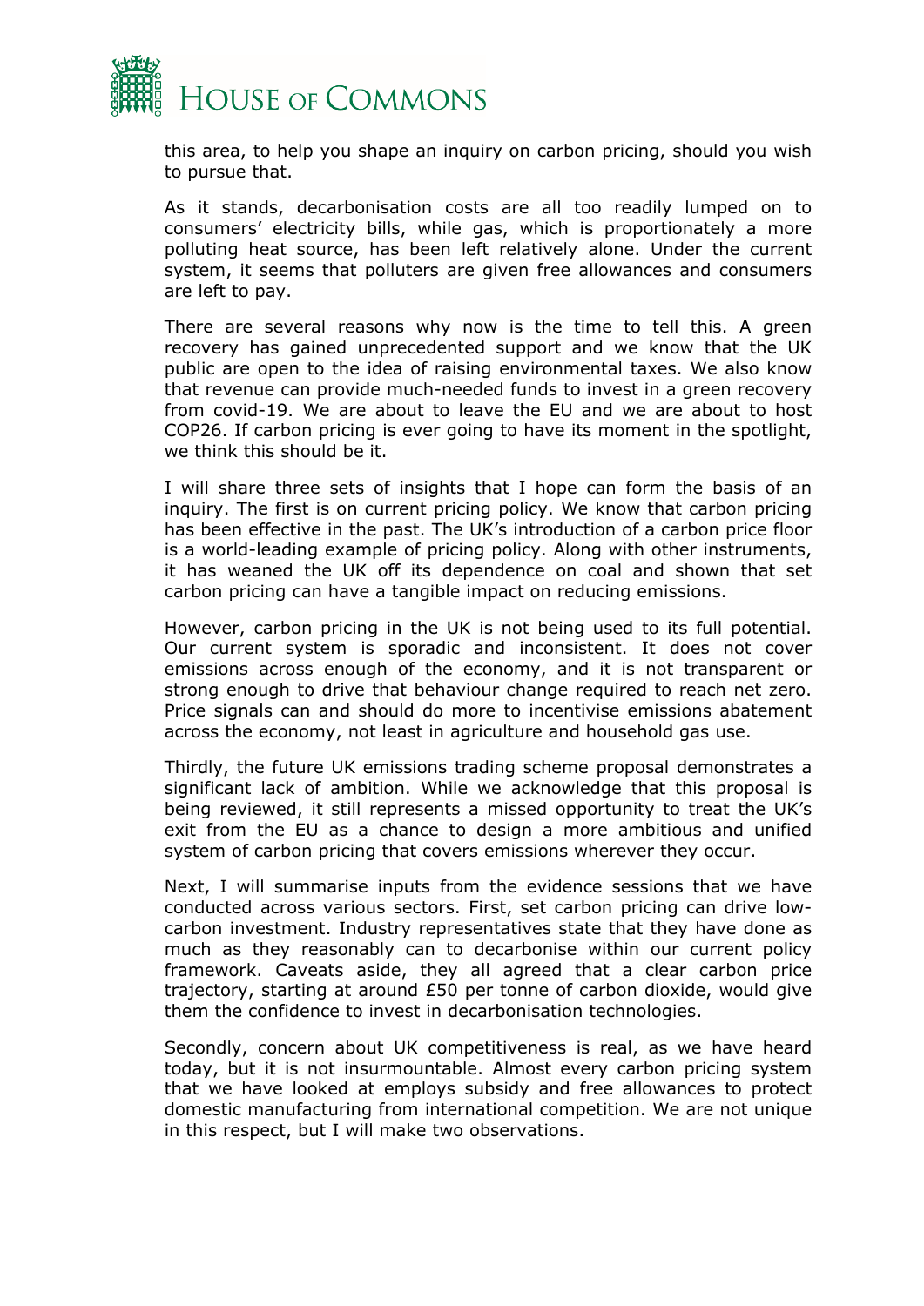this area, to help you shape an inquiry on carbon pricing, should you wish to pursue that.

As it stands, decarbonisation costs are all too readily lumped on to consumers' electricity bills, while gas, which is proportionately a more polluting heat source, has been left relatively alone. Under the current system, it seems that polluters are given free allowances and consumers are left to pay.

There are several reasons why now is the time to tell this. A green recovery has gained unprecedented support and we know that the UK public are open to the idea of raising environmental taxes. We also know that revenue can provide much-needed funds to invest in a green recovery from covid-19. We are about to leave the EU and we are about to host COP26. If carbon pricing is ever going to have its moment in the spotlight, we think this should be it.

I will share three sets of insights that I hope can form the basis of an inquiry. The first is on current pricing policy. We know that carbon pricing has been effective in the past. The UK's introduction of a carbon price floor is a world-leading example of pricing policy. Along with other instruments, it has weaned the UK off its dependence on coal and shown that set carbon pricing can have a tangible impact on reducing emissions.

However, carbon pricing in the UK is not being used to its full potential. Our current system is sporadic and inconsistent. It does not cover emissions across enough of the economy, and it is not transparent or strong enough to drive that behaviour change required to reach net zero. Price signals can and should do more to incentivise emissions abatement across the economy, not least in agriculture and household gas use.

Thirdly, the future UK emissions trading scheme proposal demonstrates a significant lack of ambition. While we acknowledge that this proposal is being reviewed, it still represents a missed opportunity to treat the UK's exit from the EU as a chance to design a more ambitious and unified system of carbon pricing that covers emissions wherever they occur.

Next, I will summarise inputs from the evidence sessions that we have conducted across various sectors. First, set carbon pricing can drive low-carbon investment. Industry representatives state that they have done as much as they reasonably can to decarbonise within our current policy framework. Caveats aside, they all agreed that a clear carbon price trajectory, starting at around £50 per tonne of carbon dioxide, would give them the confidence to invest in decarbonisation technologies.

Secondly, concern about UK competitiveness is real, as we have heard today, but it is not insurmountable. Almost every carbon pricing system that we have looked at employs subsidy and free allowances to protect domestic manufacturing from international competition. We are not unique in this respect, but I will make two observations.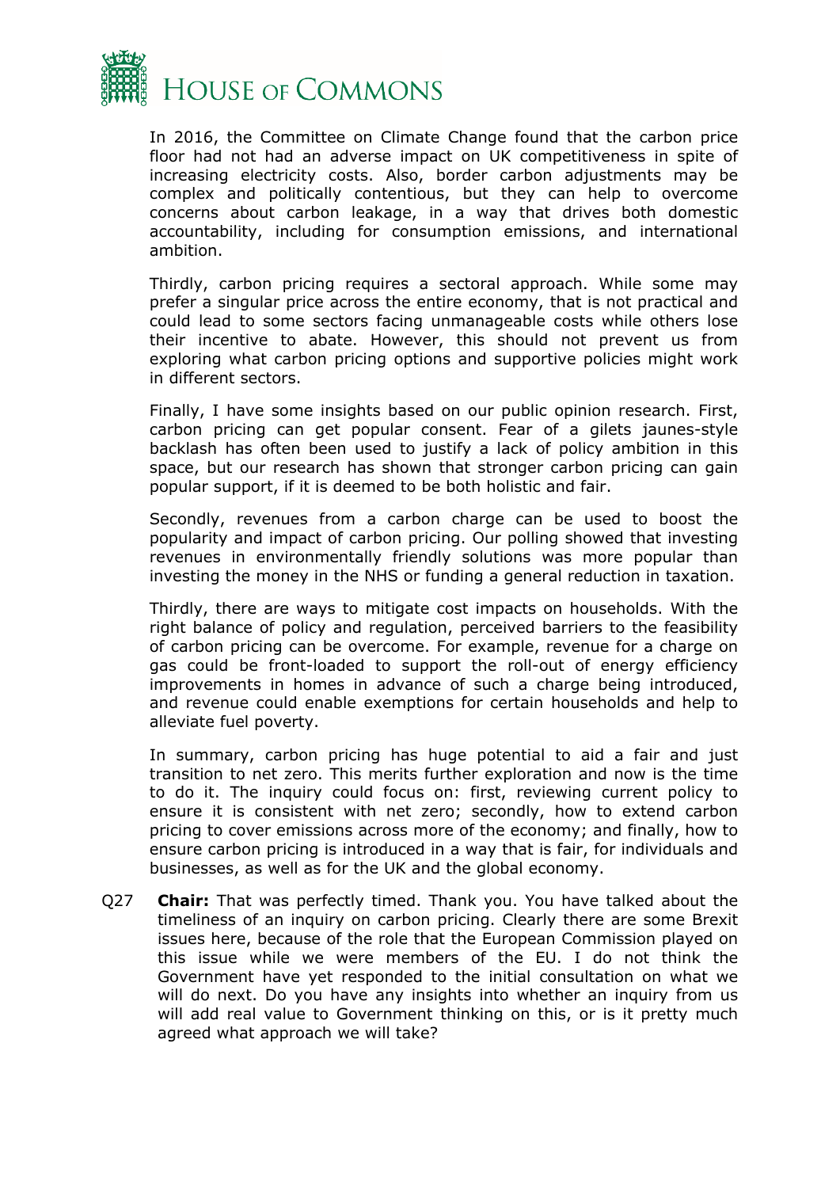In 2016, the Committee on Climate Change found that the carbon price floor had not had an adverse impact on UK competitiveness in spite of increasing electricity costs. Also, border carbon adjustments may be complex and politically contentious, but they can help to overcome concerns about carbon leakage, in a way that drives both domestic accountability, including for consumption emissions, and international ambition.

Thirdly, carbon pricing requires a sectoral approach. While some may prefer a singular price across the entire economy, that is not practical and could lead to some sectors facing unmanageable costs while others lose their incentive to abate. However, this should not prevent us from exploring what carbon pricing options and supportive policies might work in different sectors.

Finally, I have some insights based on our public opinion research. First, carbon pricing can get popular consent. Fear of a gilets jaunes-style backlash has often been used to justify a lack of policy ambition in this space, but our research has shown that stronger carbon pricing can gain popular support, if it is deemed to be both holistic and fair.

Secondly, revenues from a carbon charge can be used to boost the popularity and impact of carbon pricing. Our polling showed that investing revenues in environmentally friendly solutions was more popular than investing the money in the NHS or funding a general reduction in taxation.

Thirdly, there are ways to mitigate cost impacts on households. With the right balance of policy and regulation, perceived barriers to the feasibility of carbon pricing can be overcome. For example, revenue for a charge on gas could be front-loaded to support the roll-out of energy efficiency improvements in homes in advance of such a charge being introduced, and revenue could enable exemptions for certain households and help to alleviate fuel poverty.

In summary, carbon pricing has huge potential to aid a fair and just transition to net zero. This merits further exploration and now is the time to do it. The inquiry could focus on: first, reviewing current policy to ensure it is consistent with net zero; secondly, how to extend carbon pricing to cover emissions across more of the economy; and finally, how to ensure carbon pricing is introduced in a way that is fair, for individuals and businesses, as well as for the UK and the global economy.

Q27 **Chair:** That was perfectly timed. Thank you. You have talked about the timeliness of an inquiry on carbon pricing. Clearly there are some Brexit issues here, because of the role that the European Commission played on this issue while we were members of the EU. I do not think the Government have yet responded to the initial consultation on what we will do next. Do you have any insights into whether an inquiry from us will add real value to Government thinking on this, or is it pretty much agreed what approach we will take?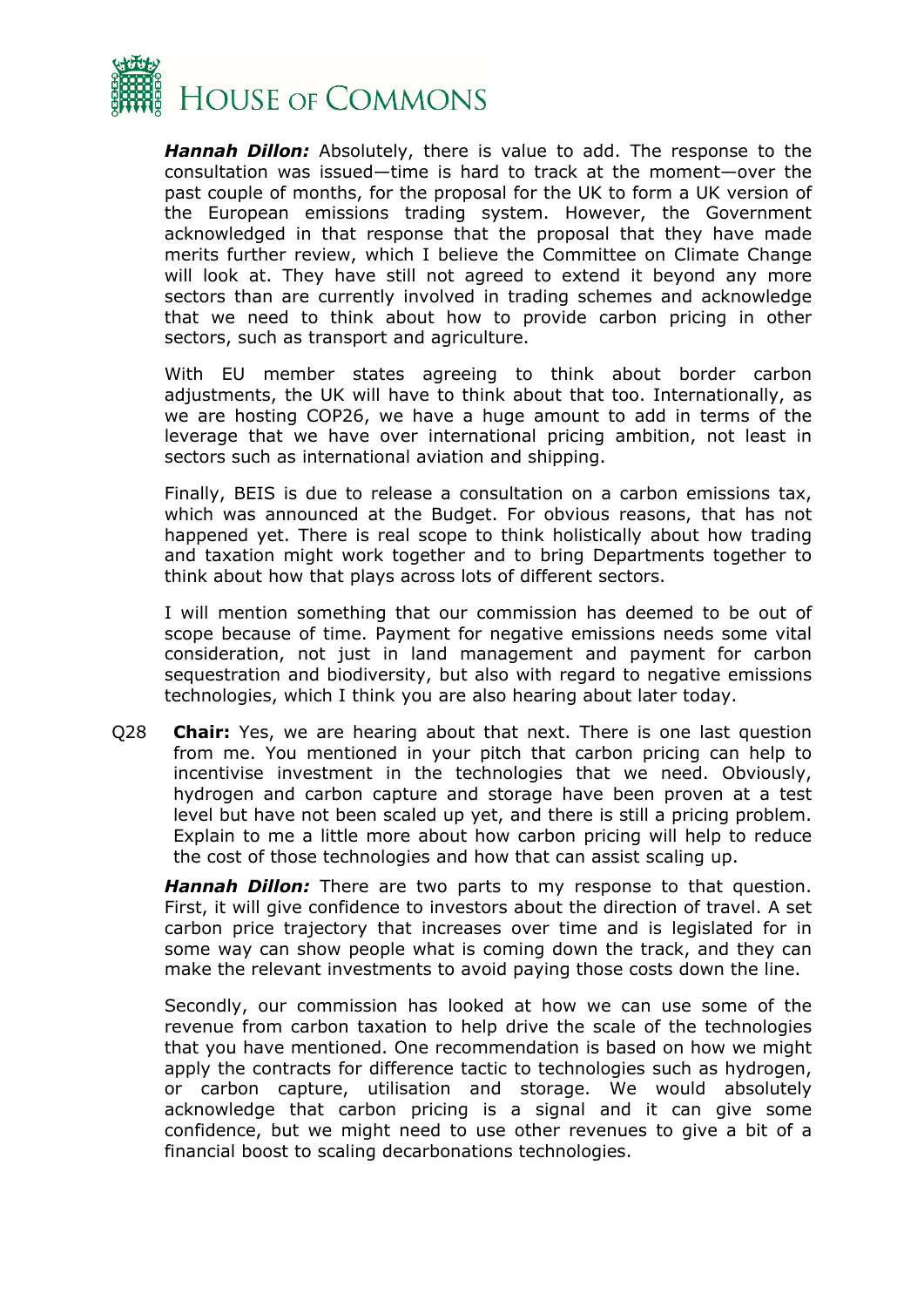***Hannah Dillon:*** Absolutely, there is value to add. The response to the consultation was issued—time is hard to track at the moment—over the past couple of months, for the proposal for the UK to form a UK version of the European emissions trading system. However, the Government acknowledged in that response that the proposal that they have made merits further review, which I believe the Committee on Climate Change will look at. They have still not agreed to extend it beyond any more sectors than are currently involved in trading schemes and acknowledge that we need to think about how to provide carbon pricing in other sectors, such as transport and agriculture.

With EU member states agreeing to think about border carbon adjustments, the UK will have to think about that too. Internationally, as we are hosting COP26, we have a huge amount to add in terms of the leverage that we have over international pricing ambition, not least in sectors such as international aviation and shipping.

Finally, BEIS is due to release a consultation on a carbon emissions tax, which was announced at the Budget. For obvious reasons, that has not happened yet. There is real scope to think holistically about how trading and taxation might work together and to bring Departments together to think about how that plays across lots of different sectors.

I will mention something that our commission has deemed to be out of scope because of time. Payment for negative emissions needs some vital consideration, not just in land management and payment for carbon sequestration and biodiversity, but also with regard to negative emissions technologies, which I think you are also hearing about later today.

Q28 **Chair:** Yes, we are hearing about that next. There is one last question from me. You mentioned in your pitch that carbon pricing can help to incentivise investment in the technologies that we need. Obviously, hydrogen and carbon capture and storage have been proven at a test level but have not been scaled up yet, and there is still a pricing problem. Explain to me a little more about how carbon pricing will help to reduce the cost of those technologies and how that can assist scaling up.

***Hannah Dillon:*** There are two parts to my response to that question. First, it will give confidence to investors about the direction of travel. A set carbon price trajectory that increases over time and is legislated for in some way can show people what is coming down the track, and they can make the relevant investments to avoid paying those costs down the line.

Secondly, our commission has looked at how we can use some of the revenue from carbon taxation to help drive the scale of the technologies that you have mentioned. One recommendation is based on how we might apply the contracts for difference tactic to technologies such as hydrogen, or carbon capture, utilisation and storage. We would absolutely acknowledge that carbon pricing is a signal and it can give some confidence, but we might need to use other revenues to give a bit of a financial boost to scaling decarbonations technologies.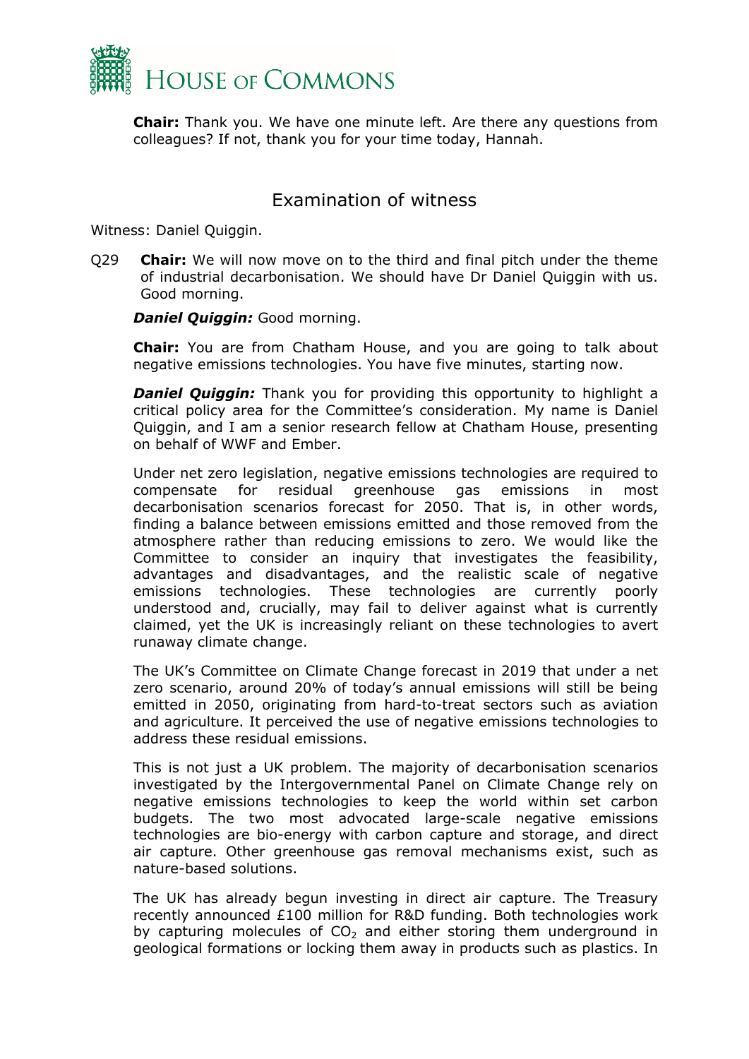**Chair:** Thank you. We have one minute left. Are there any questions from colleagues? If not, thank you for your time today, Hannah.

## Examination of witness

Witness: Daniel Quiggin.

Q29 **Chair:** We will now move on to the third and final pitch under the theme of industrial decarbonisation. We should have Dr Daniel Quiggin with us. Good morning.

***Daniel Quiggin:*** Good morning.

**Chair:** You are from Chatham House, and you are going to talk about negative emissions technologies. You have five minutes, starting now.

***Daniel Quiggin:*** Thank you for providing this opportunity to highlight a critical policy area for the Committee's consideration. My name is Daniel Quiggin, and I am a senior research fellow at Chatham House, presenting on behalf of WWF and Ember.

Under net zero legislation, negative emissions technologies are required to compensate for residual greenhouse gas emissions in most decarbonisation scenarios forecast for 2050. That is, in other words, finding a balance between emissions emitted and those removed from the atmosphere rather than reducing emissions to zero. We would like the Committee to consider an inquiry that investigates the feasibility, advantages and disadvantages, and the realistic scale of negative emissions technologies. These technologies are currently poorly understood and, crucially, may fail to deliver against what is currently claimed, yet the UK is increasingly reliant on these technologies to avert runaway climate change.

The UK's Committee on Climate Change forecast in 2019 that under a net zero scenario, around 20% of today's annual emissions will still be being emitted in 2050, originating from hard-to-treat sectors such as aviation and agriculture. It perceived the use of negative emissions technologies to address these residual emissions.

This is not just a UK problem. The majority of decarbonisation scenarios investigated by the Intergovernmental Panel on Climate Change rely on negative emissions technologies to keep the world within set carbon budgets. The two most advocated large-scale negative emissions technologies are bio-energy with carbon capture and storage, and direct air capture. Other greenhouse gas removal mechanisms exist, such as nature-based solutions.

The UK has already begun investing in direct air capture. The Treasury recently announced £100 million for R&D funding. Both technologies work by capturing molecules of $CO_2$ and either storing them underground in geological formations or locking them away in products such as plastics. In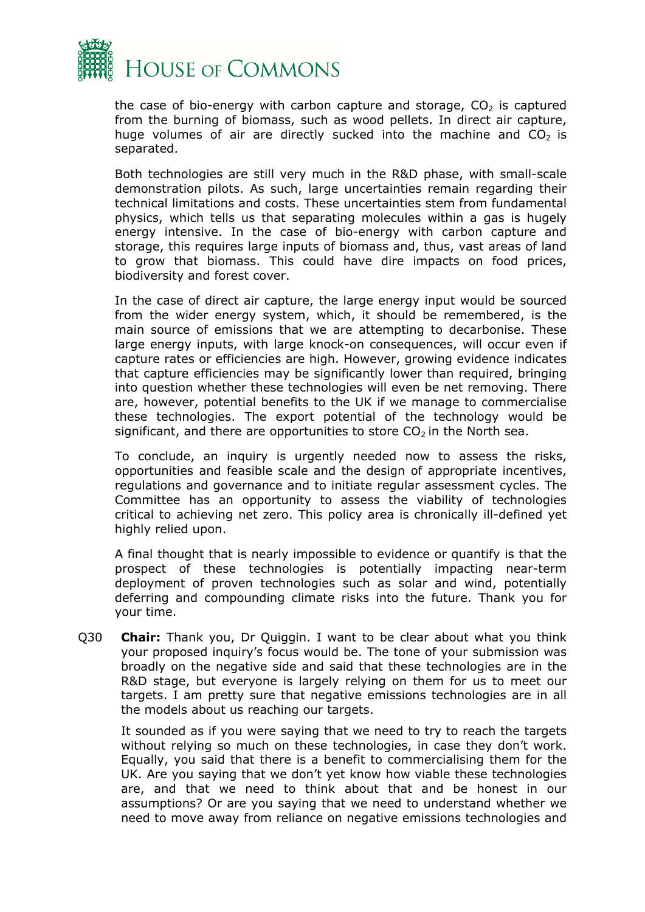the case of bio-energy with carbon capture and storage, $CO_2$ is captured from the burning of biomass, such as wood pellets. In direct air capture, huge volumes of air are directly sucked into the machine and $CO_2$ is separated.

Both technologies are still very much in the R&D phase, with small-scale demonstration pilots. As such, large uncertainties remain regarding their technical limitations and costs. These uncertainties stem from fundamental physics, which tells us that separating molecules within a gas is hugely energy intensive. In the case of bio-energy with carbon capture and storage, this requires large inputs of biomass and, thus, vast areas of land to grow that biomass. This could have dire impacts on food prices, biodiversity and forest cover.

In the case of direct air capture, the large energy input would be sourced from the wider energy system, which, it should be remembered, is the main source of emissions that we are attempting to decarbonise. These large energy inputs, with large knock-on consequences, will occur even if capture rates or efficiencies are high. However, growing evidence indicates that capture efficiencies may be significantly lower than required, bringing into question whether these technologies will even be net removing. There are, however, potential benefits to the UK if we manage to commercialise these technologies. The export potential of the technology would be significant, and there are opportunities to store $CO_2$ in the North sea.

To conclude, an inquiry is urgently needed now to assess the risks, opportunities and feasible scale and the design of appropriate incentives, regulations and governance and to initiate regular assessment cycles. The Committee has an opportunity to assess the viability of technologies critical to achieving net zero. This policy area is chronically ill-defined yet highly relied upon.

A final thought that is nearly impossible to evidence or quantify is that the prospect of these technologies is potentially impacting near-term deployment of proven technologies such as solar and wind, potentially deferring and compounding climate risks into the future. Thank you for your time.

Q30 **Chair:** Thank you, Dr Quiggin. I want to be clear about what you think your proposed inquiry's focus would be. The tone of your submission was broadly on the negative side and said that these technologies are in the R&D stage, but everyone is largely relying on them for us to meet our targets. I am pretty sure that negative emissions technologies are in all the models about us reaching our targets.

It sounded as if you were saying that we need to try to reach the targets without relying so much on these technologies, in case they don't work. Equally, you said that there is a benefit to commercialising them for the UK. Are you saying that we don't yet know how viable these technologies are, and that we need to think about that and be honest in our assumptions? Or are you saying that we need to understand whether we need to move away from reliance on negative emissions technologies and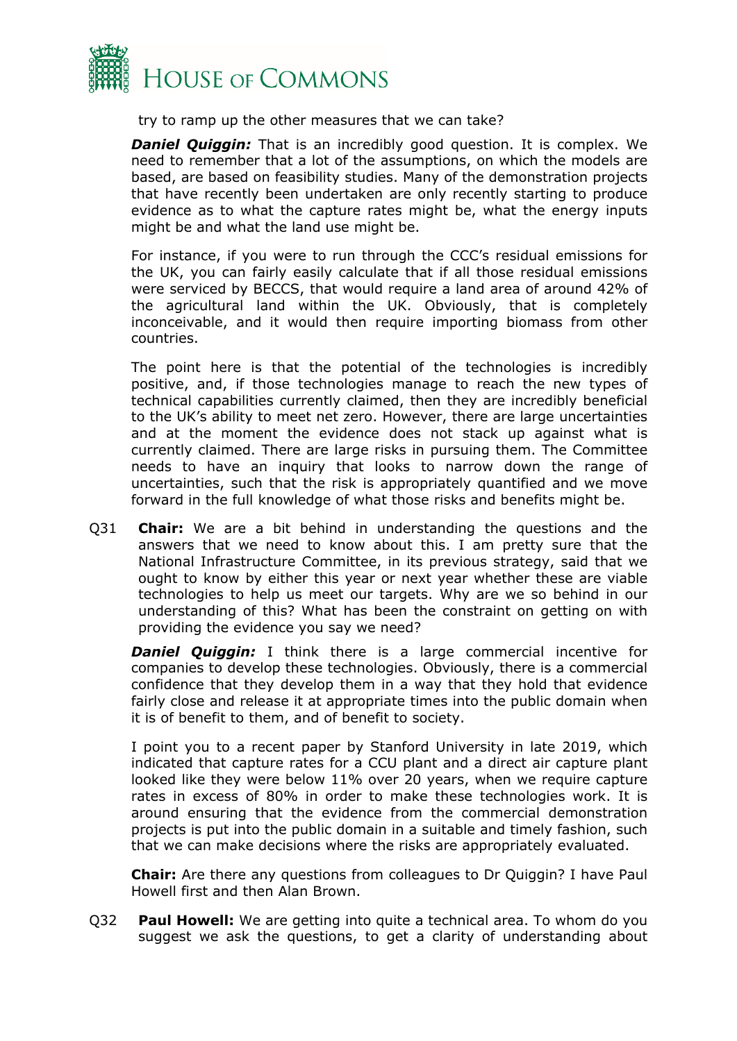try to ramp up the other measures that we can take?

***Daniel Quiggin:*** That is an incredibly good question. It is complex. We need to remember that a lot of the assumptions, on which the models are based, are based on feasibility studies. Many of the demonstration projects that have recently been undertaken are only recently starting to produce evidence as to what the capture rates might be, what the energy inputs might be and what the land use might be.

For instance, if you were to run through the CCC's residual emissions for the UK, you can fairly easily calculate that if all those residual emissions were serviced by BECCS, that would require a land area of around 42% of the agricultural land within the UK. Obviously, that is completely inconceivable, and it would then require importing biomass from other countries.

The point here is that the potential of the technologies is incredibly positive, and, if those technologies manage to reach the new types of technical capabilities currently claimed, then they are incredibly beneficial to the UK's ability to meet net zero. However, there are large uncertainties and at the moment the evidence does not stack up against what is currently claimed. There are large risks in pursuing them. The Committee needs to have an inquiry that looks to narrow down the range of uncertainties, such that the risk is appropriately quantified and we move forward in the full knowledge of what those risks and benefits might be.

Q31 **Chair:** We are a bit behind in understanding the questions and the answers that we need to know about this. I am pretty sure that the National Infrastructure Committee, in its previous strategy, said that we ought to know by either this year or next year whether these are viable technologies to help us meet our targets. Why are we so behind in our understanding of this? What has been the constraint on getting on with providing the evidence you say we need?

***Daniel Quiggin:*** I think there is a large commercial incentive for companies to develop these technologies. Obviously, there is a commercial confidence that they develop them in a way that they hold that evidence fairly close and release it at appropriate times into the public domain when it is of benefit to them, and of benefit to society.

I point you to a recent paper by Stanford University in late 2019, which indicated that capture rates for a CCU plant and a direct air capture plant looked like they were below 11% over 20 years, when we require capture rates in excess of 80% in order to make these technologies work. It is around ensuring that the evidence from the commercial demonstration projects is put into the public domain in a suitable and timely fashion, such that we can make decisions where the risks are appropriately evaluated.

**Chair:** Are there any questions from colleagues to Dr Quiggin? I have Paul Howell first and then Alan Brown.

Q32 **Paul Howell:** We are getting into quite a technical area. To whom do you suggest we ask the questions, to get a clarity of understanding about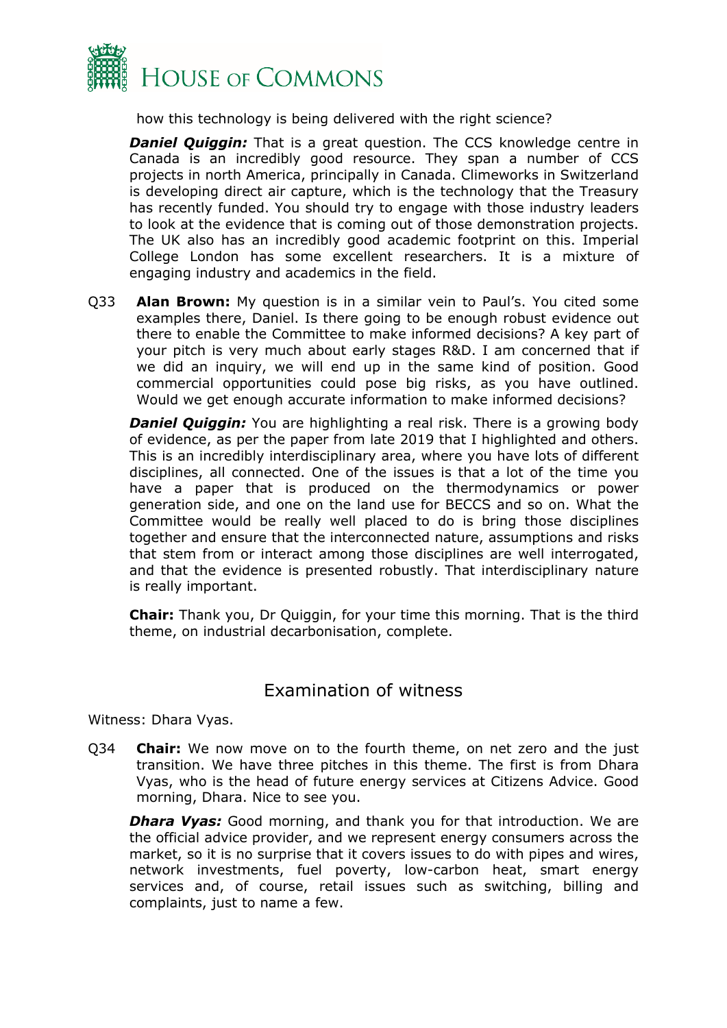how this technology is being delivered with the right science?

***Daniel Quiggin:*** That is a great question. The CCS knowledge centre in Canada is an incredibly good resource. They span a number of CCS projects in north America, principally in Canada. Climeworks in Switzerland is developing direct air capture, which is the technology that the Treasury has recently funded. You should try to engage with those industry leaders to look at the evidence that is coming out of those demonstration projects. The UK also has an incredibly good academic footprint on this. Imperial College London has some excellent researchers. It is a mixture of engaging industry and academics in the field.

Q33 **Alan Brown:** My question is in a similar vein to Paul's. You cited some examples there, Daniel. Is there going to be enough robust evidence out there to enable the Committee to make informed decisions? A key part of your pitch is very much about early stages R&D. I am concerned that if we did an inquiry, we will end up in the same kind of position. Good commercial opportunities could pose big risks, as you have outlined. Would we get enough accurate information to make informed decisions?

***Daniel Quiggin:*** You are highlighting a real risk. There is a growing body of evidence, as per the paper from late 2019 that I highlighted and others. This is an incredibly interdisciplinary area, where you have lots of different disciplines, all connected. One of the issues is that a lot of the time you have a paper that is produced on the thermodynamics or power generation side, and one on the land use for BECCS and so on. What the Committee would be really well placed to do is bring those disciplines together and ensure that the interconnected nature, assumptions and risks that stem from or interact among those disciplines are well interrogated, and that the evidence is presented robustly. That interdisciplinary nature is really important.

**Chair:** Thank you, Dr Quiggin, for your time this morning. That is the third theme, on industrial decarbonisation, complete.

## Examination of witness

Witness: Dhara Vyas.

Q34 **Chair:** We now move on to the fourth theme, on net zero and the just transition. We have three pitches in this theme. The first is from Dhara Vyas, who is the head of future energy services at Citizens Advice. Good morning, Dhara. Nice to see you.

***Dhara Vyas:*** Good morning, and thank you for that introduction. We are the official advice provider, and we represent energy consumers across the market, so it is no surprise that it covers issues to do with pipes and wires, network investments, fuel poverty, low-carbon heat, smart energy services and, of course, retail issues such as switching, billing and complaints, just to name a few.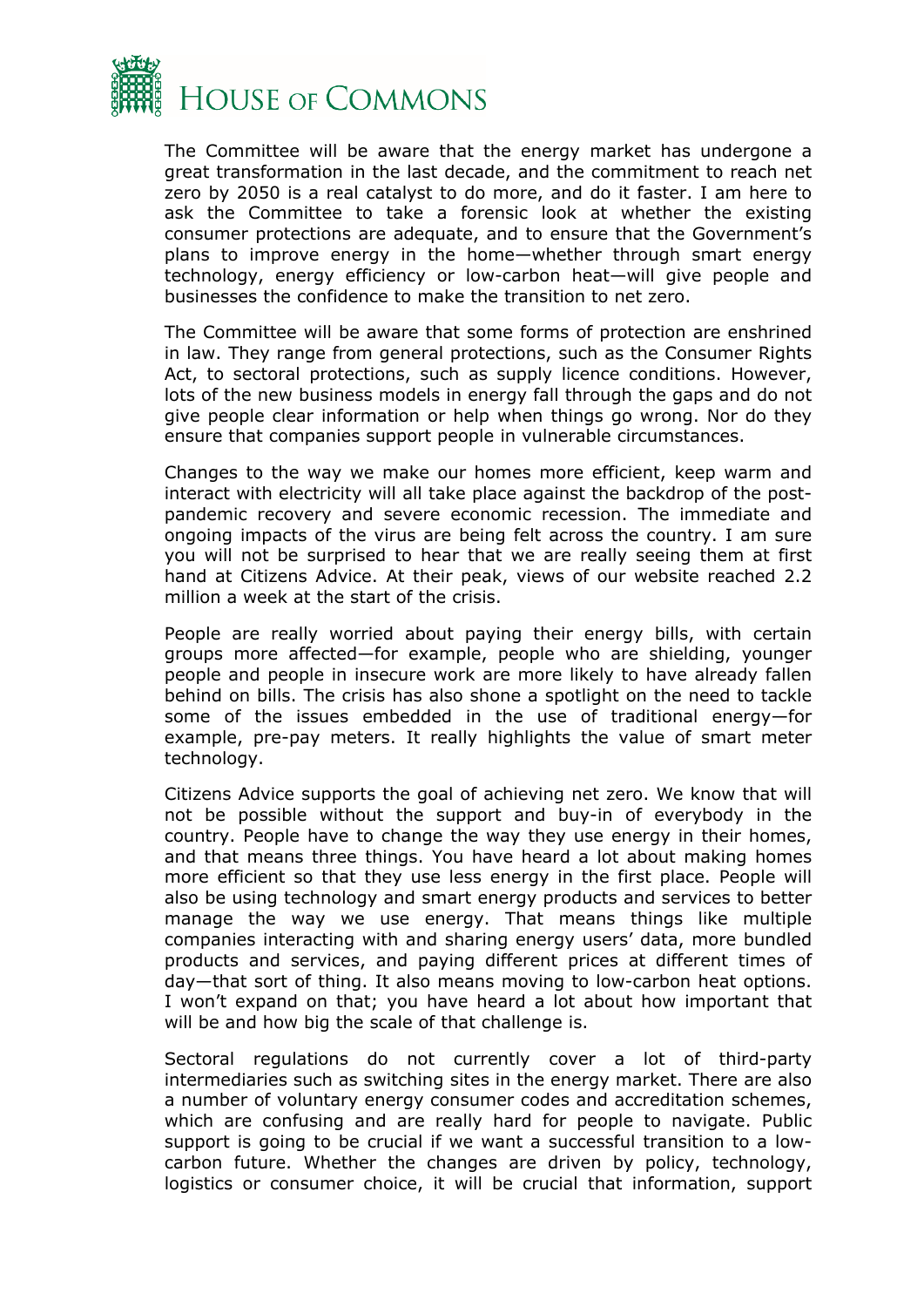The Committee will be aware that the energy market has undergone a great transformation in the last decade, and the commitment to reach net zero by 2050 is a real catalyst to do more, and do it faster. I am here to ask the Committee to take a forensic look at whether the existing consumer protections are adequate, and to ensure that the Government's plans to improve energy in the home—whether through smart energy technology, energy efficiency or low-carbon heat—will give people and businesses the confidence to make the transition to net zero.

The Committee will be aware that some forms of protection are enshrined in law. They range from general protections, such as the Consumer Rights Act, to sectoral protections, such as supply licence conditions. However, lots of the new business models in energy fall through the gaps and do not give people clear information or help when things go wrong. Nor do they ensure that companies support people in vulnerable circumstances.

Changes to the way we make our homes more efficient, keep warm and interact with electricity will all take place against the backdrop of the post-pandemic recovery and severe economic recession. The immediate and ongoing impacts of the virus are being felt across the country. I am sure you will not be surprised to hear that we are really seeing them at first hand at Citizens Advice. At their peak, views of our website reached 2.2 million a week at the start of the crisis.

People are really worried about paying their energy bills, with certain groups more affected—for example, people who are shielding, younger people and people in insecure work are more likely to have already fallen behind on bills. The crisis has also shone a spotlight on the need to tackle some of the issues embedded in the use of traditional energy—for example, pre-pay meters. It really highlights the value of smart meter technology.

Citizens Advice supports the goal of achieving net zero. We know that will not be possible without the support and buy-in of everybody in the country. People have to change the way they use energy in their homes, and that means three things. You have heard a lot about making homes more efficient so that they use less energy in the first place. People will also be using technology and smart energy products and services to better manage the way we use energy. That means things like multiple companies interacting with and sharing energy users' data, more bundled products and services, and paying different prices at different times of day—that sort of thing. It also means moving to low-carbon heat options. I won't expand on that; you have heard a lot about how important that will be and how big the scale of that challenge is.

Sectoral regulations do not currently cover a lot of third-party intermediaries such as switching sites in the energy market. There are also a number of voluntary energy consumer codes and accreditation schemes, which are confusing and are really hard for people to navigate. Public support is going to be crucial if we want a successful transition to a low-carbon future. Whether the changes are driven by policy, technology, logistics or consumer choice, it will be crucial that information, support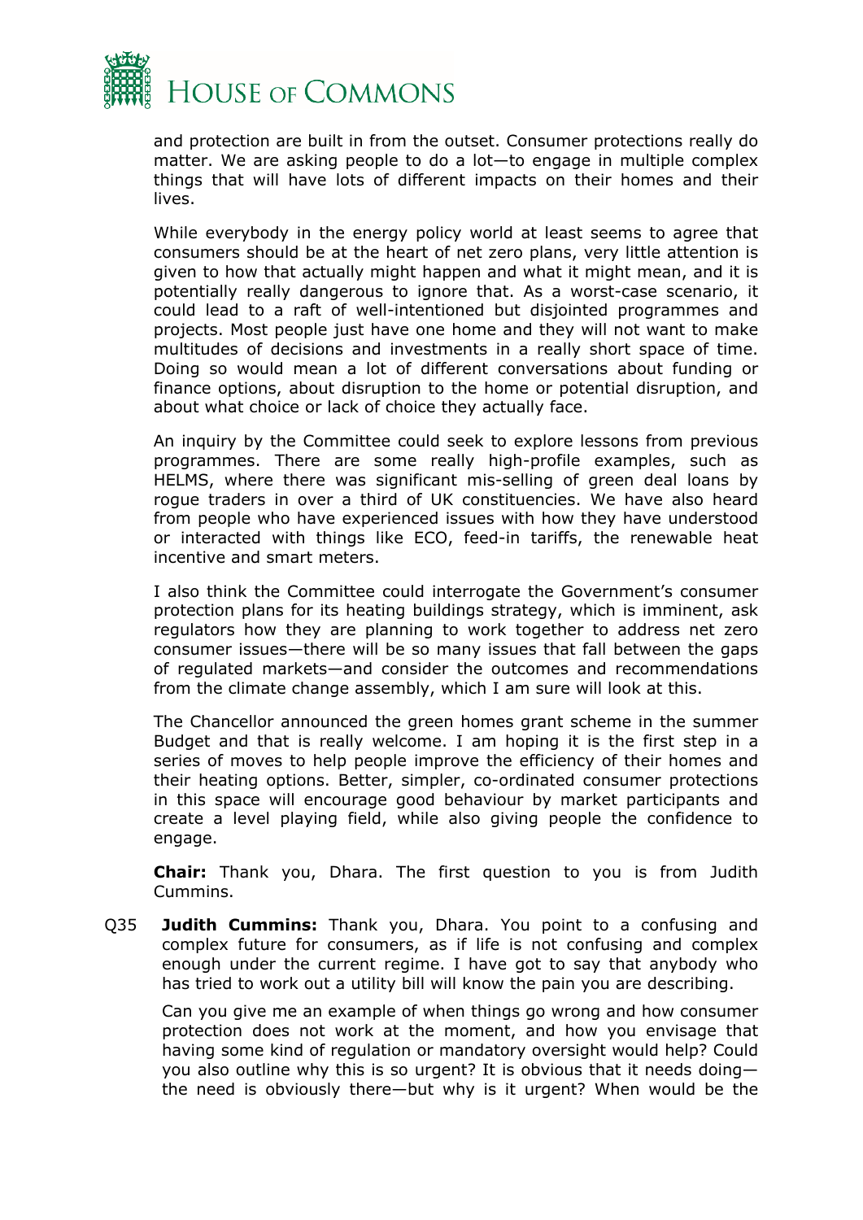and protection are built in from the outset. Consumer protections really do matter. We are asking people to do a lot—to engage in multiple complex things that will have lots of different impacts on their homes and their lives.

While everybody in the energy policy world at least seems to agree that consumers should be at the heart of net zero plans, very little attention is given to how that actually might happen and what it might mean, and it is potentially really dangerous to ignore that. As a worst-case scenario, it could lead to a raft of well-intentioned but disjointed programmes and projects. Most people just have one home and they will not want to make multitudes of decisions and investments in a really short space of time. Doing so would mean a lot of different conversations about funding or finance options, about disruption to the home or potential disruption, and about what choice or lack of choice they actually face.

An inquiry by the Committee could seek to explore lessons from previous programmes. There are some really high-profile examples, such as HELMS, where there was significant mis-selling of green deal loans by rogue traders in over a third of UK constituencies. We have also heard from people who have experienced issues with how they have understood or interacted with things like ECO, feed-in tariffs, the renewable heat incentive and smart meters.

I also think the Committee could interrogate the Government's consumer protection plans for its heating buildings strategy, which is imminent, ask regulators how they are planning to work together to address net zero consumer issues—there will be so many issues that fall between the gaps of regulated markets—and consider the outcomes and recommendations from the climate change assembly, which I am sure will look at this.

The Chancellor announced the green homes grant scheme in the summer Budget and that is really welcome. I am hoping it is the first step in a series of moves to help people improve the efficiency of their homes and their heating options. Better, simpler, co-ordinated consumer protections in this space will encourage good behaviour by market participants and create a level playing field, while also giving people the confidence to engage.

**Chair:** Thank you, Dhara. The first question to you is from Judith Cummins.

Q35 **Judith Cummins:** Thank you, Dhara. You point to a confusing and complex future for consumers, as if life is not confusing and complex enough under the current regime. I have got to say that anybody who has tried to work out a utility bill will know the pain you are describing.

Can you give me an example of when things go wrong and how consumer protection does not work at the moment, and how you envisage that having some kind of regulation or mandatory oversight would help? Could you also outline why this is so urgent? It is obvious that it needs doing—the need is obviously there—but why is it urgent? When would be the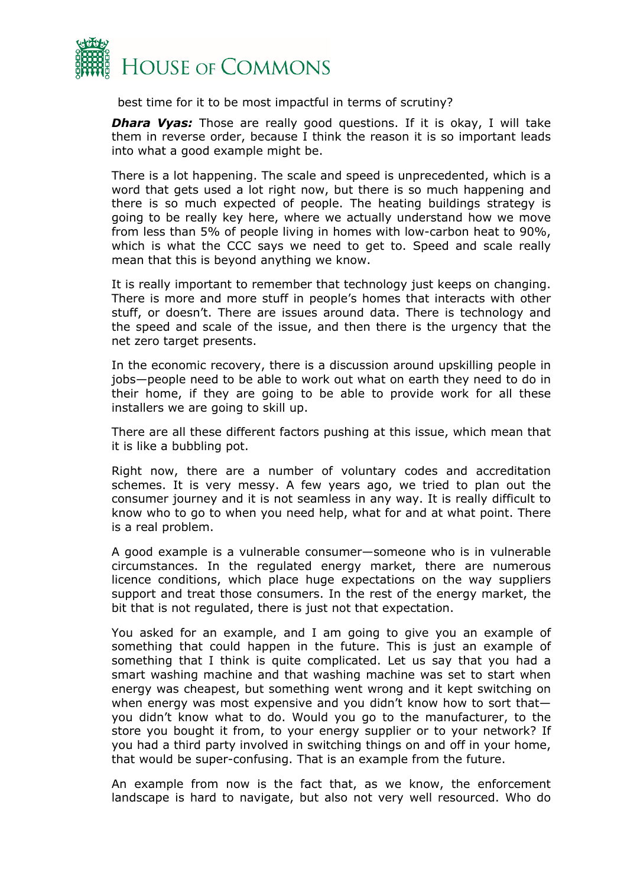best time for it to be most impactful in terms of scrutiny?

***Dhara Vyas:*** Those are really good questions. If it is okay, I will take them in reverse order, because I think the reason it is so important leads into what a good example might be.

There is a lot happening. The scale and speed is unprecedented, which is a word that gets used a lot right now, but there is so much happening and there is so much expected of people. The heating buildings strategy is going to be really key here, where we actually understand how we move from less than 5% of people living in homes with low-carbon heat to 90%, which is what the CCC says we need to get to. Speed and scale really mean that this is beyond anything we know.

It is really important to remember that technology just keeps on changing. There is more and more stuff in people's homes that interacts with other stuff, or doesn't. There are issues around data. There is technology and the speed and scale of the issue, and then there is the urgency that the net zero target presents.

In the economic recovery, there is a discussion around upskilling people in jobs—people need to be able to work out what on earth they need to do in their home, if they are going to be able to provide work for all these installers we are going to skill up.

There are all these different factors pushing at this issue, which mean that it is like a bubbling pot.

Right now, there are a number of voluntary codes and accreditation schemes. It is very messy. A few years ago, we tried to plan out the consumer journey and it is not seamless in any way. It is really difficult to know who to go to when you need help, what for and at what point. There is a real problem.

A good example is a vulnerable consumer—someone who is in vulnerable circumstances. In the regulated energy market, there are numerous licence conditions, which place huge expectations on the way suppliers support and treat those consumers. In the rest of the energy market, the bit that is not regulated, there is just not that expectation.

You asked for an example, and I am going to give you an example of something that could happen in the future. This is just an example of something that I think is quite complicated. Let us say that you had a smart washing machine and that washing machine was set to start when energy was cheapest, but something went wrong and it kept switching on when energy was most expensive and you didn't know how to sort that—you didn't know what to do. Would you go to the manufacturer, to the store you bought it from, to your energy supplier or to your network? If you had a third party involved in switching things on and off in your home, that would be super-confusing. That is an example from the future.

An example from now is the fact that, as we know, the enforcement landscape is hard to navigate, but also not very well resourced. Who do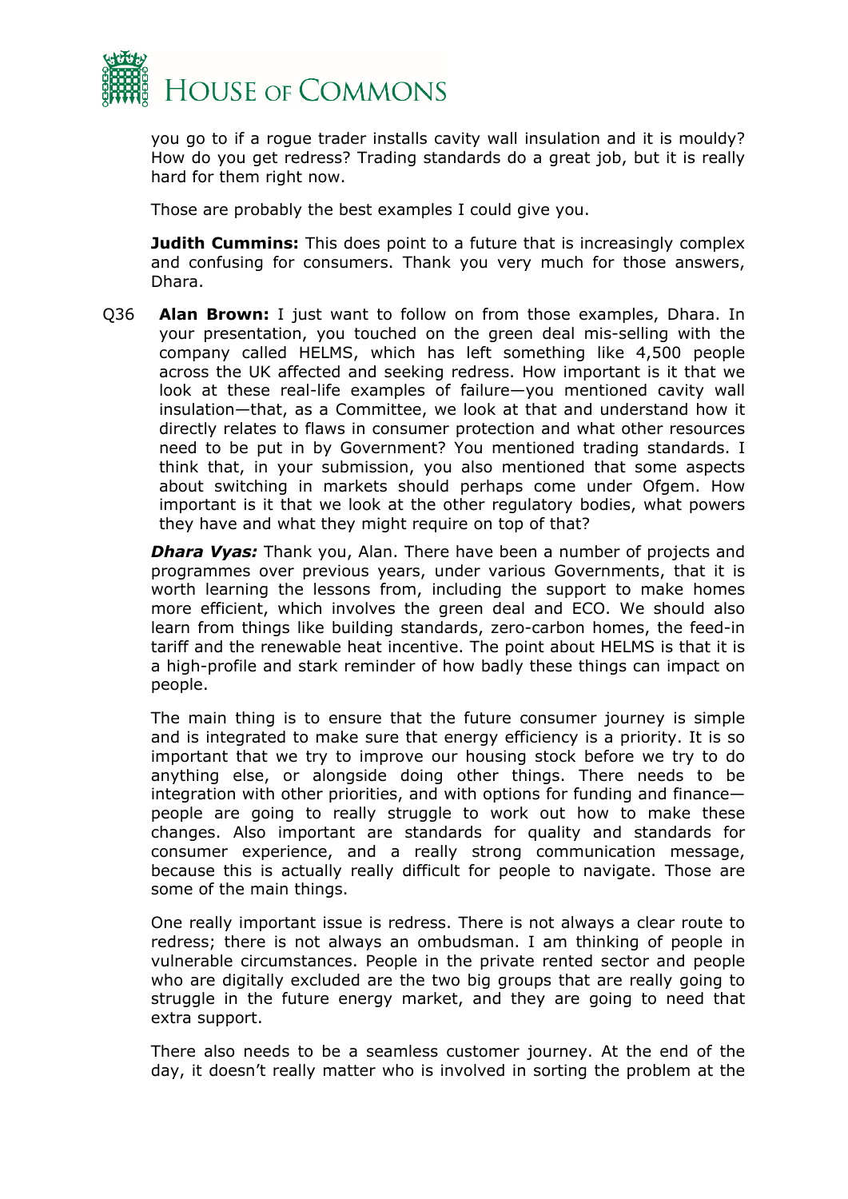you go to if a rogue trader installs cavity wall insulation and it is mouldy? How do you get redress? Trading standards do a great job, but it is really hard for them right now.

Those are probably the best examples I could give you.

**Judith Cummins:** This does point to a future that is increasingly complex and confusing for consumers. Thank you very much for those answers, Dhara.

Q36 **Alan Brown:** I just want to follow on from those examples, Dhara. In your presentation, you touched on the green deal mis-selling with the company called HELMS, which has left something like 4,500 people across the UK affected and seeking redress. How important is it that we look at these real-life examples of failure—you mentioned cavity wall insulation—that, as a Committee, we look at that and understand how it directly relates to flaws in consumer protection and what other resources need to be put in by Government? You mentioned trading standards. I think that, in your submission, you also mentioned that some aspects about switching in markets should perhaps come under Ofgem. How important is it that we look at the other regulatory bodies, what powers they have and what they might require on top of that?

***Dhara Vyas:*** Thank you, Alan. There have been a number of projects and programmes over previous years, under various Governments, that it is worth learning the lessons from, including the support to make homes more efficient, which involves the green deal and ECO. We should also learn from things like building standards, zero-carbon homes, the feed-in tariff and the renewable heat incentive. The point about HELMS is that it is a high-profile and stark reminder of how badly these things can impact on people.

The main thing is to ensure that the future consumer journey is simple and is integrated to make sure that energy efficiency is a priority. It is so important that we try to improve our housing stock before we try to do anything else, or alongside doing other things. There needs to be integration with other priorities, and with options for funding and finance—people are going to really struggle to work out how to make these changes. Also important are standards for quality and standards for consumer experience, and a really strong communication message, because this is actually really difficult for people to navigate. Those are some of the main things.

One really important issue is redress. There is not always a clear route to redress; there is not always an ombudsman. I am thinking of people in vulnerable circumstances. People in the private rented sector and people who are digitally excluded are the two big groups that are really going to struggle in the future energy market, and they are going to need that extra support.

There also needs to be a seamless customer journey. At the end of the day, it doesn't really matter who is involved in sorting the problem at the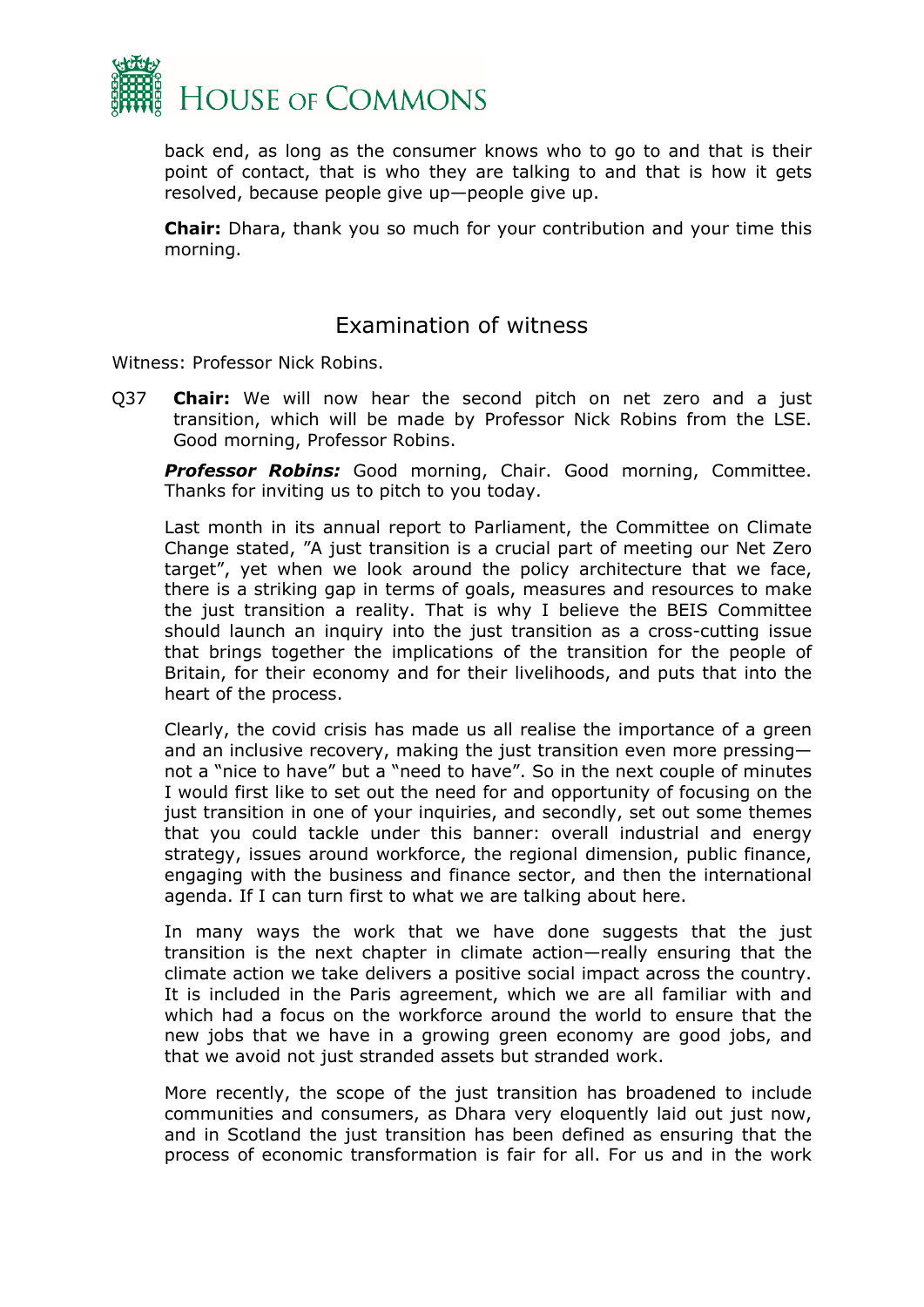back end, as long as the consumer knows who to go to and that is their point of contact, that is who they are talking to and that is how it gets resolved, because people give up—people give up.

**Chair:** Dhara, thank you so much for your contribution and your time this morning.

## Examination of witness

Witness: Professor Nick Robins.

Q37 **Chair:** We will now hear the second pitch on net zero and a just transition, which will be made by Professor Nick Robins from the LSE. Good morning, Professor Robins.

***Professor Robins:*** Good morning, Chair. Good morning, Committee. Thanks for inviting us to pitch to you today.

Last month in its annual report to Parliament, the Committee on Climate Change stated, "A just transition is a crucial part of meeting our Net Zero target", yet when we look around the policy architecture that we face, there is a striking gap in terms of goals, measures and resources to make the just transition a reality. That is why I believe the BEIS Committee should launch an inquiry into the just transition as a cross-cutting issue that brings together the implications of the transition for the people of Britain, for their economy and for their livelihoods, and puts that into the heart of the process.

Clearly, the covid crisis has made us all realise the importance of a green and an inclusive recovery, making the just transition even more pressing—not a "nice to have" but a "need to have". So in the next couple of minutes I would first like to set out the need for and opportunity of focusing on the just transition in one of your inquiries, and secondly, set out some themes that you could tackle under this banner: overall industrial and energy strategy, issues around workforce, the regional dimension, public finance, engaging with the business and finance sector, and then the international agenda. If I can turn first to what we are talking about here.

In many ways the work that we have done suggests that the just transition is the next chapter in climate action—really ensuring that the climate action we take delivers a positive social impact across the country. It is included in the Paris agreement, which we are all familiar with and which had a focus on the workforce around the world to ensure that the new jobs that we have in a growing green economy are good jobs, and that we avoid not just stranded assets but stranded work.

More recently, the scope of the just transition has broadened to include communities and consumers, as Dhara very eloquently laid out just now, and in Scotland the just transition has been defined as ensuring that the process of economic transformation is fair for all. For us and in the work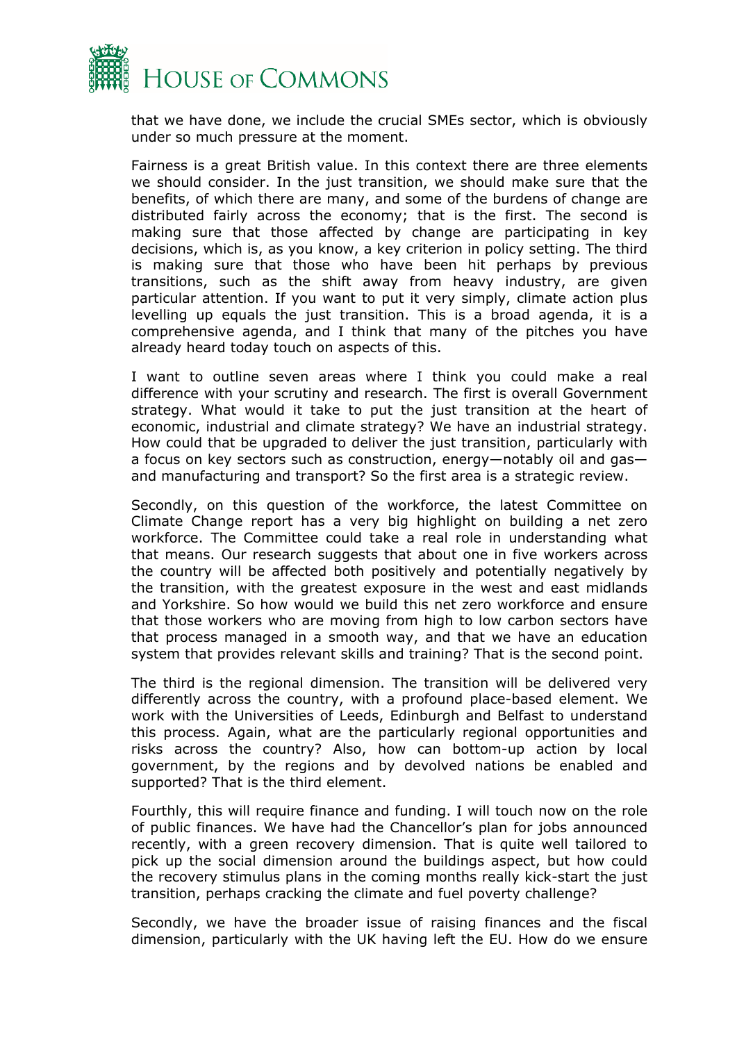that we have done, we include the crucial SMEs sector, which is obviously under so much pressure at the moment.

Fairness is a great British value. In this context there are three elements we should consider. In the just transition, we should make sure that the benefits, of which there are many, and some of the burdens of change are distributed fairly across the economy; that is the first. The second is making sure that those affected by change are participating in key decisions, which is, as you know, a key criterion in policy setting. The third is making sure that those who have been hit perhaps by previous transitions, such as the shift away from heavy industry, are given particular attention. If you want to put it very simply, climate action plus levelling up equals the just transition. This is a broad agenda, it is a comprehensive agenda, and I think that many of the pitches you have already heard today touch on aspects of this.

I want to outline seven areas where I think you could make a real difference with your scrutiny and research. The first is overall Government strategy. What would it take to put the just transition at the heart of economic, industrial and climate strategy? We have an industrial strategy. How could that be upgraded to deliver the just transition, particularly with a focus on key sectors such as construction, energy—notably oil and gas—and manufacturing and transport? So the first area is a strategic review.

Secondly, on this question of the workforce, the latest Committee on Climate Change report has a very big highlight on building a net zero workforce. The Committee could take a real role in understanding what that means. Our research suggests that about one in five workers across the country will be affected both positively and potentially negatively by the transition, with the greatest exposure in the west and east midlands and Yorkshire. So how would we build this net zero workforce and ensure that those workers who are moving from high to low carbon sectors have that process managed in a smooth way, and that we have an education system that provides relevant skills and training? That is the second point.

The third is the regional dimension. The transition will be delivered very differently across the country, with a profound place-based element. We work with the Universities of Leeds, Edinburgh and Belfast to understand this process. Again, what are the particularly regional opportunities and risks across the country? Also, how can bottom-up action by local government, by the regions and by devolved nations be enabled and supported? That is the third element.

Fourthly, this will require finance and funding. I will touch now on the role of public finances. We have had the Chancellor's plan for jobs announced recently, with a green recovery dimension. That is quite well tailored to pick up the social dimension around the buildings aspect, but how could the recovery stimulus plans in the coming months really kick-start the just transition, perhaps cracking the climate and fuel poverty challenge?

Secondly, we have the broader issue of raising finances and the fiscal dimension, particularly with the UK having left the EU. How do we ensure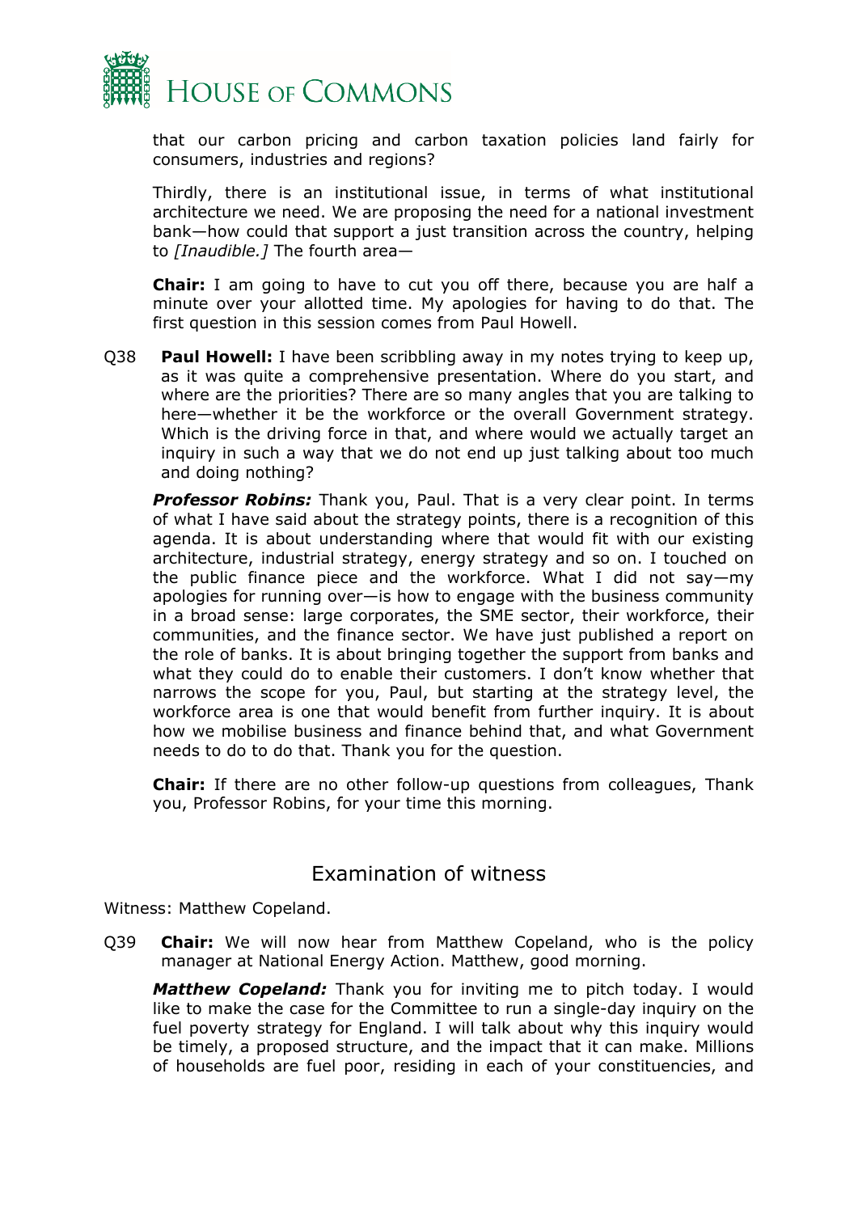that our carbon pricing and carbon taxation policies land fairly for consumers, industries and regions?

Thirdly, there is an institutional issue, in terms of what institutional architecture we need. We are proposing the need for a national investment bank—how could that support a just transition across the country, helping to *[Inaudible.]* The fourth area—

**Chair:** I am going to have to cut you off there, because you are half a minute over your allotted time. My apologies for having to do that. The first question in this session comes from Paul Howell.

Q38 **Paul Howell:** I have been scribbling away in my notes trying to keep up, as it was quite a comprehensive presentation. Where do you start, and where are the priorities? There are so many angles that you are talking to here—whether it be the workforce or the overall Government strategy. Which is the driving force in that, and where would we actually target an inquiry in such a way that we do not end up just talking about too much and doing nothing?

***Professor Robins:*** Thank you, Paul. That is a very clear point. In terms of what I have said about the strategy points, there is a recognition of this agenda. It is about understanding where that would fit with our existing architecture, industrial strategy, energy strategy and so on. I touched on the public finance piece and the workforce. What I did not say—my apologies for running over—is how to engage with the business community in a broad sense: large corporates, the SME sector, their workforce, their communities, and the finance sector. We have just published a report on the role of banks. It is about bringing together the support from banks and what they could do to enable their customers. I don't know whether that narrows the scope for you, Paul, but starting at the strategy level, the workforce area is one that would benefit from further inquiry. It is about how we mobilise business and finance behind that, and what Government needs to do to do that. Thank you for the question.

**Chair:** If there are no other follow-up questions from colleagues, Thank you, Professor Robins, for your time this morning.

## Examination of witness

Witness: Matthew Copeland.

Q39 **Chair:** We will now hear from Matthew Copeland, who is the policy manager at National Energy Action. Matthew, good morning.

***Matthew Copeland:*** Thank you for inviting me to pitch today. I would like to make the case for the Committee to run a single-day inquiry on the fuel poverty strategy for England. I will talk about why this inquiry would be timely, a proposed structure, and the impact that it can make. Millions of households are fuel poor, residing in each of your constituencies, and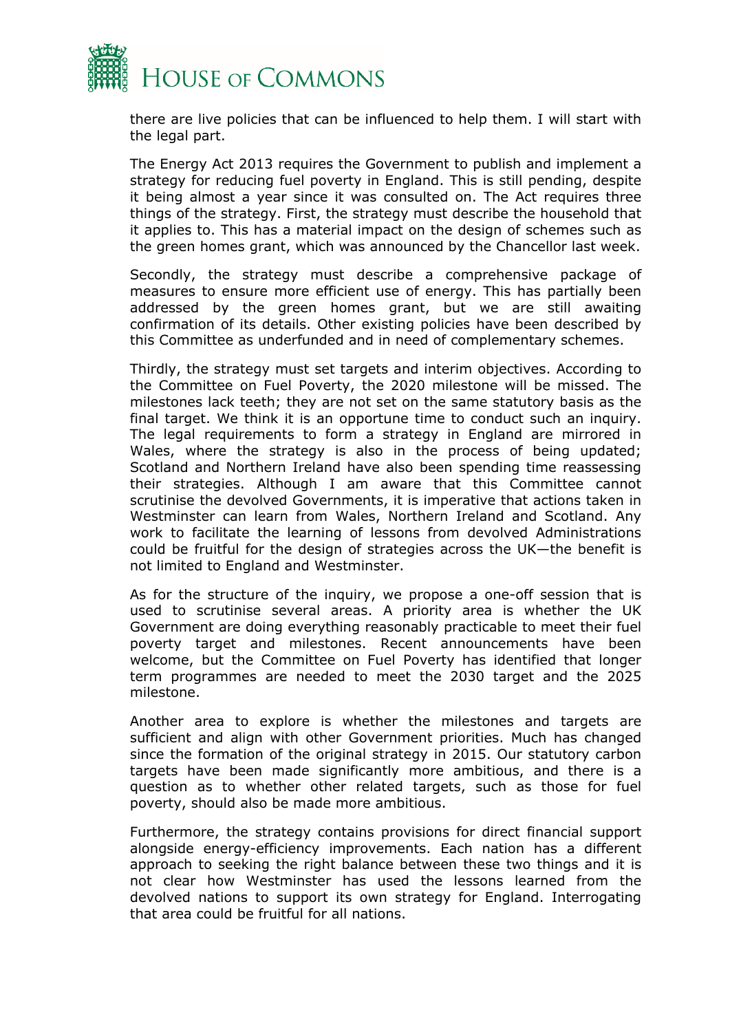there are live policies that can be influenced to help them. I will start with the legal part.

The Energy Act 2013 requires the Government to publish and implement a strategy for reducing fuel poverty in England. This is still pending, despite it being almost a year since it was consulted on. The Act requires three things of the strategy. First, the strategy must describe the household that it applies to. This has a material impact on the design of schemes such as the green homes grant, which was announced by the Chancellor last week.

Secondly, the strategy must describe a comprehensive package of measures to ensure more efficient use of energy. This has partially been addressed by the green homes grant, but we are still awaiting confirmation of its details. Other existing policies have been described by this Committee as underfunded and in need of complementary schemes.

Thirdly, the strategy must set targets and interim objectives. According to the Committee on Fuel Poverty, the 2020 milestone will be missed. The milestones lack teeth; they are not set on the same statutory basis as the final target. We think it is an opportune time to conduct such an inquiry. The legal requirements to form a strategy in England are mirrored in Wales, where the strategy is also in the process of being updated; Scotland and Northern Ireland have also been spending time reassessing their strategies. Although I am aware that this Committee cannot scrutinise the devolved Governments, it is imperative that actions taken in Westminster can learn from Wales, Northern Ireland and Scotland. Any work to facilitate the learning of lessons from devolved Administrations could be fruitful for the design of strategies across the UK—the benefit is not limited to England and Westminster.

As for the structure of the inquiry, we propose a one-off session that is used to scrutinise several areas. A priority area is whether the UK Government are doing everything reasonably practicable to meet their fuel poverty target and milestones. Recent announcements have been welcome, but the Committee on Fuel Poverty has identified that longer term programmes are needed to meet the 2030 target and the 2025 milestone.

Another area to explore is whether the milestones and targets are sufficient and align with other Government priorities. Much has changed since the formation of the original strategy in 2015. Our statutory carbon targets have been made significantly more ambitious, and there is a question as to whether other related targets, such as those for fuel poverty, should also be made more ambitious.

Furthermore, the strategy contains provisions for direct financial support alongside energy-efficiency improvements. Each nation has a different approach to seeking the right balance between these two things and it is not clear how Westminster has used the lessons learned from the devolved nations to support its own strategy for England. Interrogating that area could be fruitful for all nations.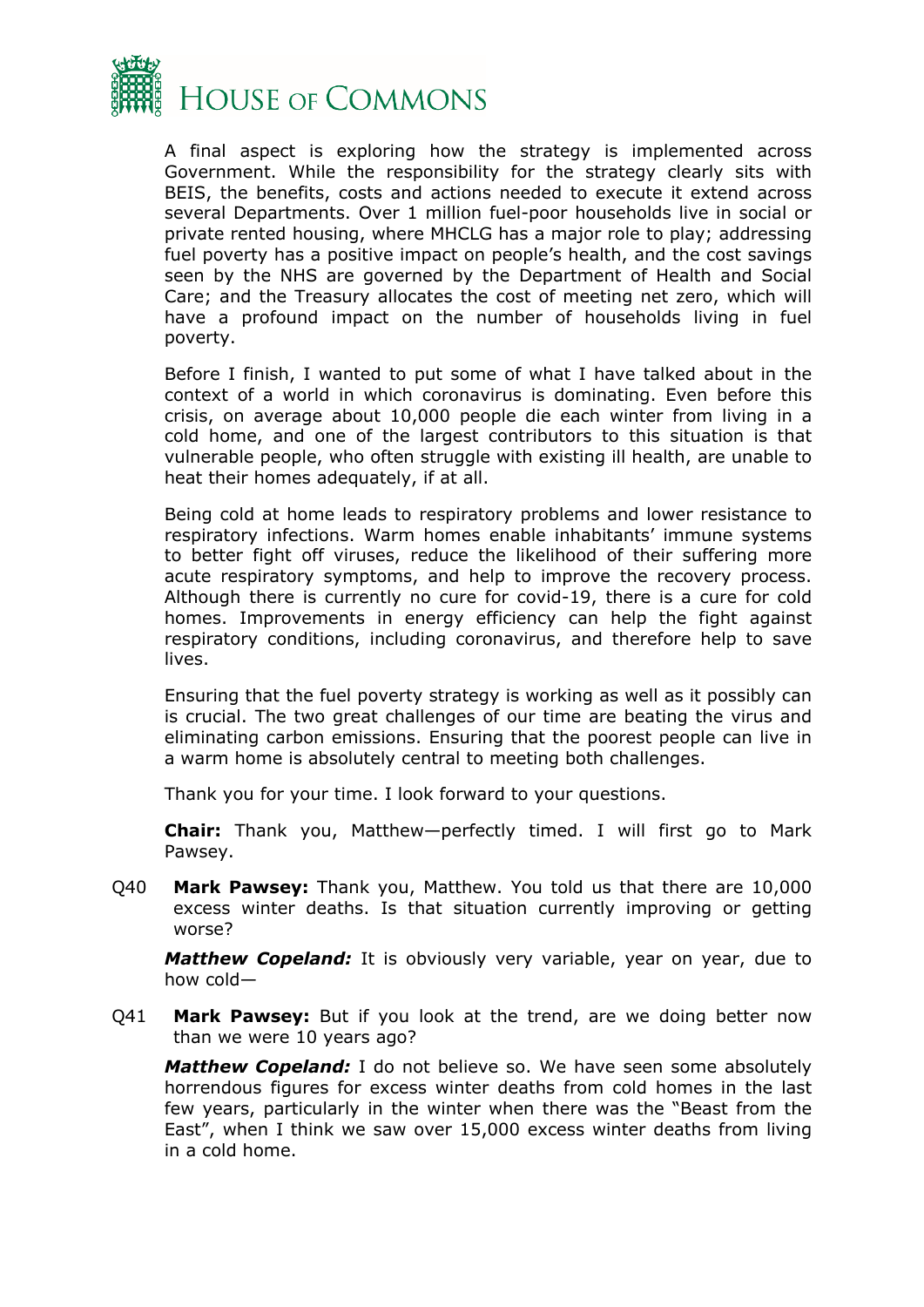A final aspect is exploring how the strategy is implemented across Government. While the responsibility for the strategy clearly sits with BEIS, the benefits, costs and actions needed to execute it extend across several Departments. Over 1 million fuel-poor households live in social or private rented housing, where MHCLG has a major role to play; addressing fuel poverty has a positive impact on people's health, and the cost savings seen by the NHS are governed by the Department of Health and Social Care; and the Treasury allocates the cost of meeting net zero, which will have a profound impact on the number of households living in fuel poverty.

Before I finish, I wanted to put some of what I have talked about in the context of a world in which coronavirus is dominating. Even before this crisis, on average about 10,000 people die each winter from living in a cold home, and one of the largest contributors to this situation is that vulnerable people, who often struggle with existing ill health, are unable to heat their homes adequately, if at all.

Being cold at home leads to respiratory problems and lower resistance to respiratory infections. Warm homes enable inhabitants' immune systems to better fight off viruses, reduce the likelihood of their suffering more acute respiratory symptoms, and help to improve the recovery process. Although there is currently no cure for covid-19, there is a cure for cold homes. Improvements in energy efficiency can help the fight against respiratory conditions, including coronavirus, and therefore help to save lives.

Ensuring that the fuel poverty strategy is working as well as it possibly can is crucial. The two great challenges of our time are beating the virus and eliminating carbon emissions. Ensuring that the poorest people can live in a warm home is absolutely central to meeting both challenges.

Thank you for your time. I look forward to your questions.

**Chair:** Thank you, Matthew—perfectly timed. I will first go to Mark Pawsey.

Q40 **Mark Pawsey:** Thank you, Matthew. You told us that there are 10,000 excess winter deaths. Is that situation currently improving or getting worse?

***Matthew Copeland:*** It is obviously very variable, year on year, due to how cold—

Q41 **Mark Pawsey:** But if you look at the trend, are we doing better now than we were 10 years ago?

***Matthew Copeland:*** I do not believe so. We have seen some absolutely horrendous figures for excess winter deaths from cold homes in the last few years, particularly in the winter when there was the "Beast from the East", when I think we saw over 15,000 excess winter deaths from living in a cold home.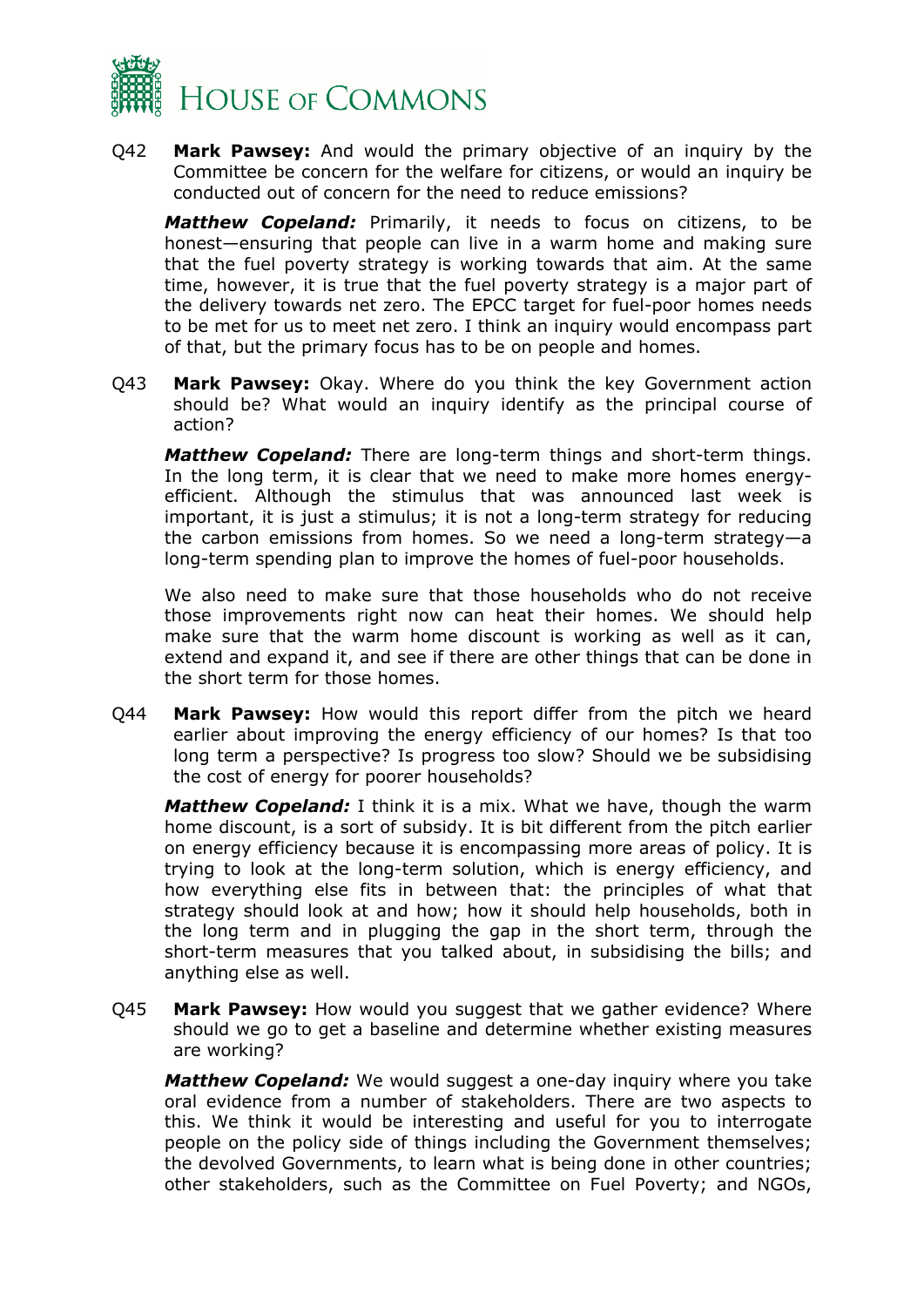Q42 **Mark Pawsey:** And would the primary objective of an inquiry by the Committee be concern for the welfare for citizens, or would an inquiry be conducted out of concern for the need to reduce emissions?

***Matthew Copeland:*** Primarily, it needs to focus on citizens, to be honest—ensuring that people can live in a warm home and making sure that the fuel poverty strategy is working towards that aim. At the same time, however, it is true that the fuel poverty strategy is a major part of the delivery towards net zero. The EPCC target for fuel-poor homes needs to be met for us to meet net zero. I think an inquiry would encompass part of that, but the primary focus has to be on people and homes.

Q43 **Mark Pawsey:** Okay. Where do you think the key Government action should be? What would an inquiry identify as the principal course of action?

***Matthew Copeland:*** There are long-term things and short-term things. In the long term, it is clear that we need to make more homes energy-efficient. Although the stimulus that was announced last week is important, it is just a stimulus; it is not a long-term strategy for reducing the carbon emissions from homes. So we need a long-term strategy—a long-term spending plan to improve the homes of fuel-poor households.

We also need to make sure that those households who do not receive those improvements right now can heat their homes. We should help make sure that the warm home discount is working as well as it can, extend and expand it, and see if there are other things that can be done in the short term for those homes.

Q44 **Mark Pawsey:** How would this report differ from the pitch we heard earlier about improving the energy efficiency of our homes? Is that too long term a perspective? Is progress too slow? Should we be subsidising the cost of energy for poorer households?

***Matthew Copeland:*** I think it is a mix. What we have, though the warm home discount, is a sort of subsidy. It is bit different from the pitch earlier on energy efficiency because it is encompassing more areas of policy. It is trying to look at the long-term solution, which is energy efficiency, and how everything else fits in between that: the principles of what that strategy should look at and how; how it should help households, both in the long term and in plugging the gap in the short term, through the short-term measures that you talked about, in subsidising the bills; and anything else as well.

Q45 **Mark Pawsey:** How would you suggest that we gather evidence? Where should we go to get a baseline and determine whether existing measures are working?

***Matthew Copeland:*** We would suggest a one-day inquiry where you take oral evidence from a number of stakeholders. There are two aspects to this. We think it would be interesting and useful for you to interrogate people on the policy side of things including the Government themselves; the devolved Governments, to learn what is being done in other countries; other stakeholders, such as the Committee on Fuel Poverty; and NGOs,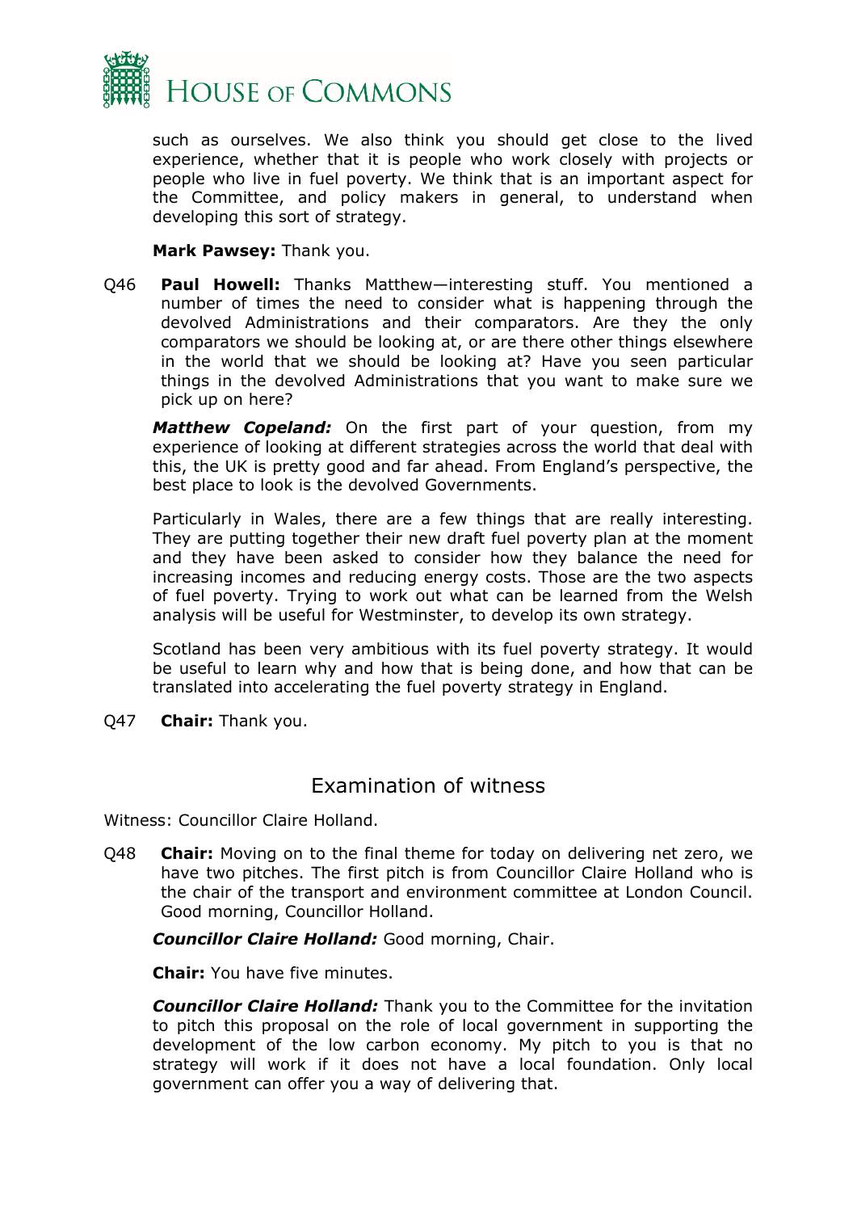such as ourselves. We also think you should get close to the lived experience, whether that it is people who work closely with projects or people who live in fuel poverty. We think that is an important aspect for the Committee, and policy makers in general, to understand when developing this sort of strategy.

**Mark Pawsey:** Thank you.

Q46 **Paul Howell:** Thanks Matthew—interesting stuff. You mentioned a number of times the need to consider what is happening through the devolved Administrations and their comparators. Are they the only comparators we should be looking at, or are there other things elsewhere in the world that we should be looking at? Have you seen particular things in the devolved Administrations that you want to make sure we pick up on here?

***Matthew Copeland:*** On the first part of your question, from my experience of looking at different strategies across the world that deal with this, the UK is pretty good and far ahead. From England's perspective, the best place to look is the devolved Governments.

Particularly in Wales, there are a few things that are really interesting. They are putting together their new draft fuel poverty plan at the moment and they have been asked to consider how they balance the need for increasing incomes and reducing energy costs. Those are the two aspects of fuel poverty. Trying to work out what can be learned from the Welsh analysis will be useful for Westminster, to develop its own strategy.

Scotland has been very ambitious with its fuel poverty strategy. It would be useful to learn why and how that is being done, and how that can be translated into accelerating the fuel poverty strategy in England.

Q47 **Chair:** Thank you.

## Examination of witness

Witness: Councillor Claire Holland.

Q48 **Chair:** Moving on to the final theme for today on delivering net zero, we have two pitches. The first pitch is from Councillor Claire Holland who is the chair of the transport and environment committee at London Council. Good morning, Councillor Holland.

***Councillor Claire Holland:*** Good morning, Chair.

**Chair:** You have five minutes.

***Councillor Claire Holland:*** Thank you to the Committee for the invitation to pitch this proposal on the role of local government in supporting the development of the low carbon economy. My pitch to you is that no strategy will work if it does not have a local foundation. Only local government can offer you a way of delivering that.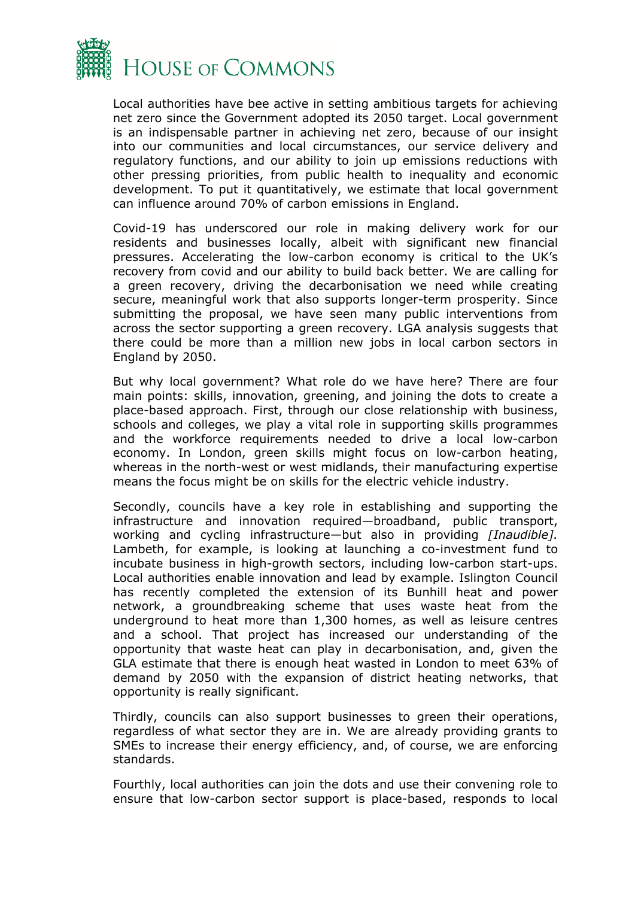Local authorities have bee active in setting ambitious targets for achieving net zero since the Government adopted its 2050 target. Local government is an indispensable partner in achieving net zero, because of our insight into our communities and local circumstances, our service delivery and regulatory functions, and our ability to join up emissions reductions with other pressing priorities, from public health to inequality and economic development. To put it quantitatively, we estimate that local government can influence around 70% of carbon emissions in England.

Covid-19 has underscored our role in making delivery work for our residents and businesses locally, albeit with significant new financial pressures. Accelerating the low-carbon economy is critical to the UK's recovery from covid and our ability to build back better. We are calling for a green recovery, driving the decarbonisation we need while creating secure, meaningful work that also supports longer-term prosperity. Since submitting the proposal, we have seen many public interventions from across the sector supporting a green recovery. LGA analysis suggests that there could be more than a million new jobs in local carbon sectors in England by 2050.

But why local government? What role do we have here? There are four main points: skills, innovation, greening, and joining the dots to create a place-based approach. First, through our close relationship with business, schools and colleges, we play a vital role in supporting skills programmes and the workforce requirements needed to drive a local low-carbon economy. In London, green skills might focus on low-carbon heating, whereas in the north-west or west midlands, their manufacturing expertise means the focus might be on skills for the electric vehicle industry.

Secondly, councils have a key role in establishing and supporting the infrastructure and innovation required—broadband, public transport, working and cycling infrastructure—but also in providing *[Inaudible].* Lambeth, for example, is looking at launching a co-investment fund to incubate business in high-growth sectors, including low-carbon start-ups. Local authorities enable innovation and lead by example. Islington Council has recently completed the extension of its Bunhill heat and power network, a groundbreaking scheme that uses waste heat from the underground to heat more than 1,300 homes, as well as leisure centres and a school. That project has increased our understanding of the opportunity that waste heat can play in decarbonisation, and, given the GLA estimate that there is enough heat wasted in London to meet 63% of demand by 2050 with the expansion of district heating networks, that opportunity is really significant.

Thirdly, councils can also support businesses to green their operations, regardless of what sector they are in. We are already providing grants to SMEs to increase their energy efficiency, and, of course, we are enforcing standards.

Fourthly, local authorities can join the dots and use their convening role to ensure that low-carbon sector support is place-based, responds to local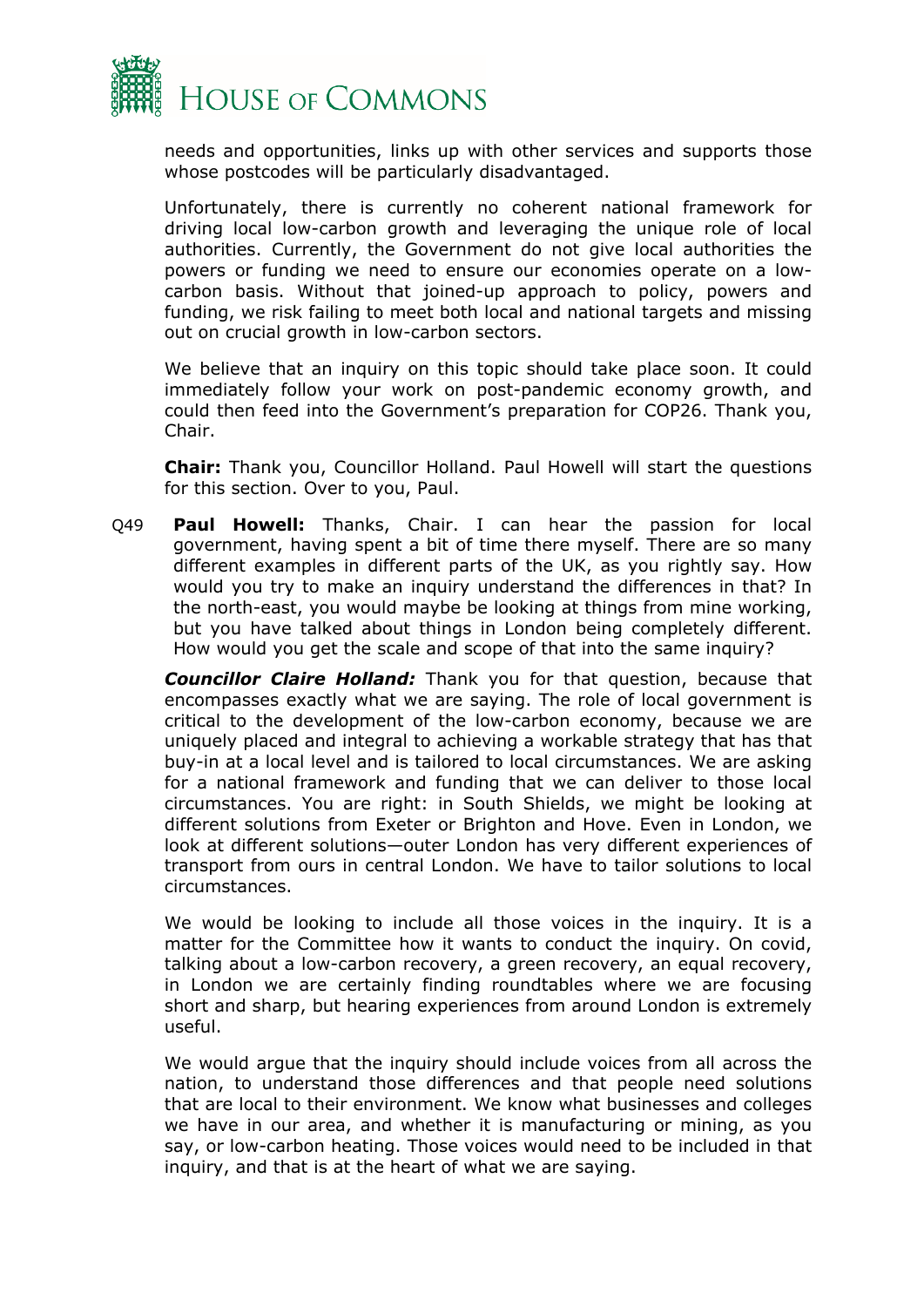needs and opportunities, links up with other services and supports those whose postcodes will be particularly disadvantaged.

Unfortunately, there is currently no coherent national framework for driving local low-carbon growth and leveraging the unique role of local authorities. Currently, the Government do not give local authorities the powers or funding we need to ensure our economies operate on a low-carbon basis. Without that joined-up approach to policy, powers and funding, we risk failing to meet both local and national targets and missing out on crucial growth in low-carbon sectors.

We believe that an inquiry on this topic should take place soon. It could immediately follow your work on post-pandemic economy growth, and could then feed into the Government's preparation for COP26. Thank you, Chair.

**Chair:** Thank you, Councillor Holland. Paul Howell will start the questions for this section. Over to you, Paul.

Q49 **Paul Howell:** Thanks, Chair. I can hear the passion for local government, having spent a bit of time there myself. There are so many different examples in different parts of the UK, as you rightly say. How would you try to make an inquiry understand the differences in that? In the north-east, you would maybe be looking at things from mine working, but you have talked about things in London being completely different. How would you get the scale and scope of that into the same inquiry?

***Councillor Claire Holland:*** Thank you for that question, because that encompasses exactly what we are saying. The role of local government is critical to the development of the low-carbon economy, because we are uniquely placed and integral to achieving a workable strategy that has that buy-in at a local level and is tailored to local circumstances. We are asking for a national framework and funding that we can deliver to those local circumstances. You are right: in South Shields, we might be looking at different solutions from Exeter or Brighton and Hove. Even in London, we look at different solutions—outer London has very different experiences of transport from ours in central London. We have to tailor solutions to local circumstances.

We would be looking to include all those voices in the inquiry. It is a matter for the Committee how it wants to conduct the inquiry. On covid, talking about a low-carbon recovery, a green recovery, an equal recovery, in London we are certainly finding roundtables where we are focusing short and sharp, but hearing experiences from around London is extremely useful.

We would argue that the inquiry should include voices from all across the nation, to understand those differences and that people need solutions that are local to their environment. We know what businesses and colleges we have in our area, and whether it is manufacturing or mining, as you say, or low-carbon heating. Those voices would need to be included in that inquiry, and that is at the heart of what we are saying.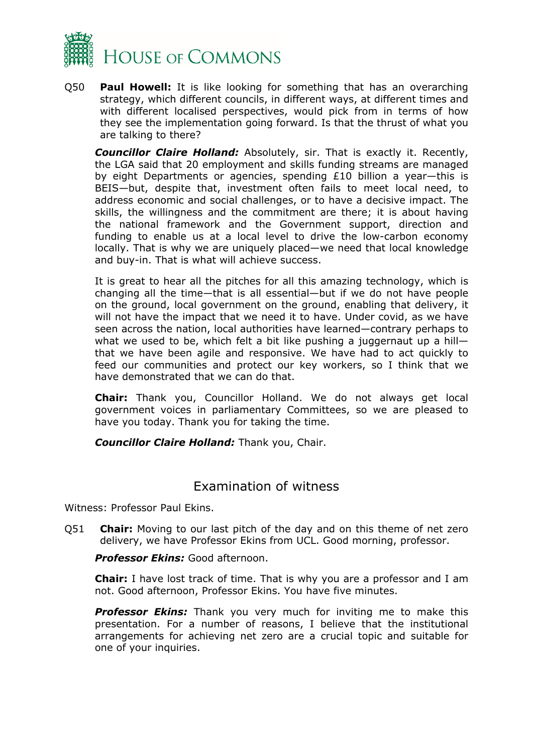Q50 **Paul Howell:** It is like looking for something that has an overarching strategy, which different councils, in different ways, at different times and with different localised perspectives, would pick from in terms of how they see the implementation going forward. Is that the thrust of what you are talking to there?

***Councillor Claire Holland:*** Absolutely, sir. That is exactly it. Recently, the LGA said that 20 employment and skills funding streams are managed by eight Departments or agencies, spending £10 billion a year—this is BEIS—but, despite that, investment often fails to meet local need, to address economic and social challenges, or to have a decisive impact. The skills, the willingness and the commitment are there; it is about having the national framework and the Government support, direction and funding to enable us at a local level to drive the low-carbon economy locally. That is why we are uniquely placed—we need that local knowledge and buy-in. That is what will achieve success.

It is great to hear all the pitches for all this amazing technology, which is changing all the time—that is all essential—but if we do not have people on the ground, local government on the ground, enabling that delivery, it will not have the impact that we need it to have. Under covid, as we have seen across the nation, local authorities have learned—contrary perhaps to what we used to be, which felt a bit like pushing a juggernaut up a hill—that we have been agile and responsive. We have had to act quickly to feed our communities and protect our key workers, so I think that we have demonstrated that we can do that.

**Chair:** Thank you, Councillor Holland. We do not always get local government voices in parliamentary Committees, so we are pleased to have you today. Thank you for taking the time.

***Councillor Claire Holland:*** Thank you, Chair.

## Examination of witness

Witness: Professor Paul Ekins.

Q51 **Chair:** Moving to our last pitch of the day and on this theme of net zero delivery, we have Professor Ekins from UCL. Good morning, professor.

***Professor Ekins:*** Good afternoon.

**Chair:** I have lost track of time. That is why you are a professor and I am not. Good afternoon, Professor Ekins. You have five minutes.

***Professor Ekins:*** Thank you very much for inviting me to make this presentation. For a number of reasons, I believe that the institutional arrangements for achieving net zero are a crucial topic and suitable for one of your inquiries.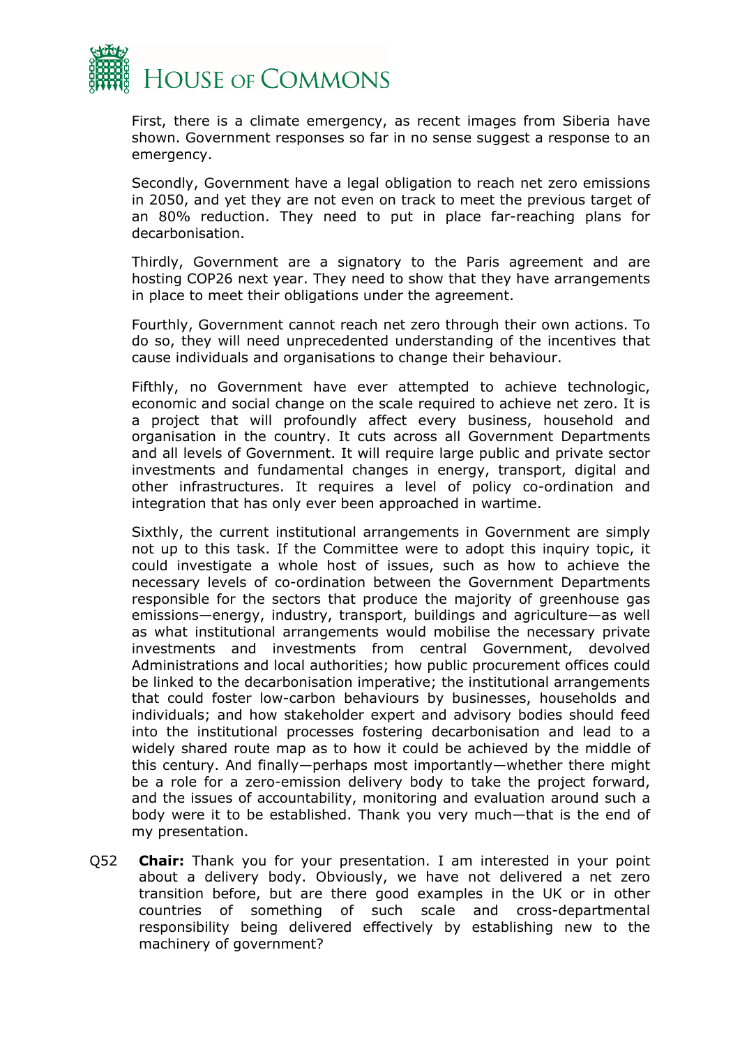First, there is a climate emergency, as recent images from Siberia have shown. Government responses so far in no sense suggest a response to an emergency.

Secondly, Government have a legal obligation to reach net zero emissions in 2050, and yet they are not even on track to meet the previous target of an 80% reduction. They need to put in place far-reaching plans for decarbonisation.

Thirdly, Government are a signatory to the Paris agreement and are hosting COP26 next year. They need to show that they have arrangements in place to meet their obligations under the agreement.

Fourthly, Government cannot reach net zero through their own actions. To do so, they will need unprecedented understanding of the incentives that cause individuals and organisations to change their behaviour.

Fifthly, no Government have ever attempted to achieve technologic, economic and social change on the scale required to achieve net zero. It is a project that will profoundly affect every business, household and organisation in the country. It cuts across all Government Departments and all levels of Government. It will require large public and private sector investments and fundamental changes in energy, transport, digital and other infrastructures. It requires a level of policy co-ordination and integration that has only ever been approached in wartime.

Sixthly, the current institutional arrangements in Government are simply not up to this task. If the Committee were to adopt this inquiry topic, it could investigate a whole host of issues, such as how to achieve the necessary levels of co-ordination between the Government Departments responsible for the sectors that produce the majority of greenhouse gas emissions—energy, industry, transport, buildings and agriculture—as well as what institutional arrangements would mobilise the necessary private investments and investments from central Government, devolved Administrations and local authorities; how public procurement offices could be linked to the decarbonisation imperative; the institutional arrangements that could foster low-carbon behaviours by businesses, households and individuals; and how stakeholder expert and advisory bodies should feed into the institutional processes fostering decarbonisation and lead to a widely shared route map as to how it could be achieved by the middle of this century. And finally—perhaps most importantly—whether there might be a role for a zero-emission delivery body to take the project forward, and the issues of accountability, monitoring and evaluation around such a body were it to be established. Thank you very much—that is the end of my presentation.

Q52 **Chair:** Thank you for your presentation. I am interested in your point about a delivery body. Obviously, we have not delivered a net zero transition before, but are there good examples in the UK or in other countries of something of such scale and cross-departmental responsibility being delivered effectively by establishing new to the machinery of government?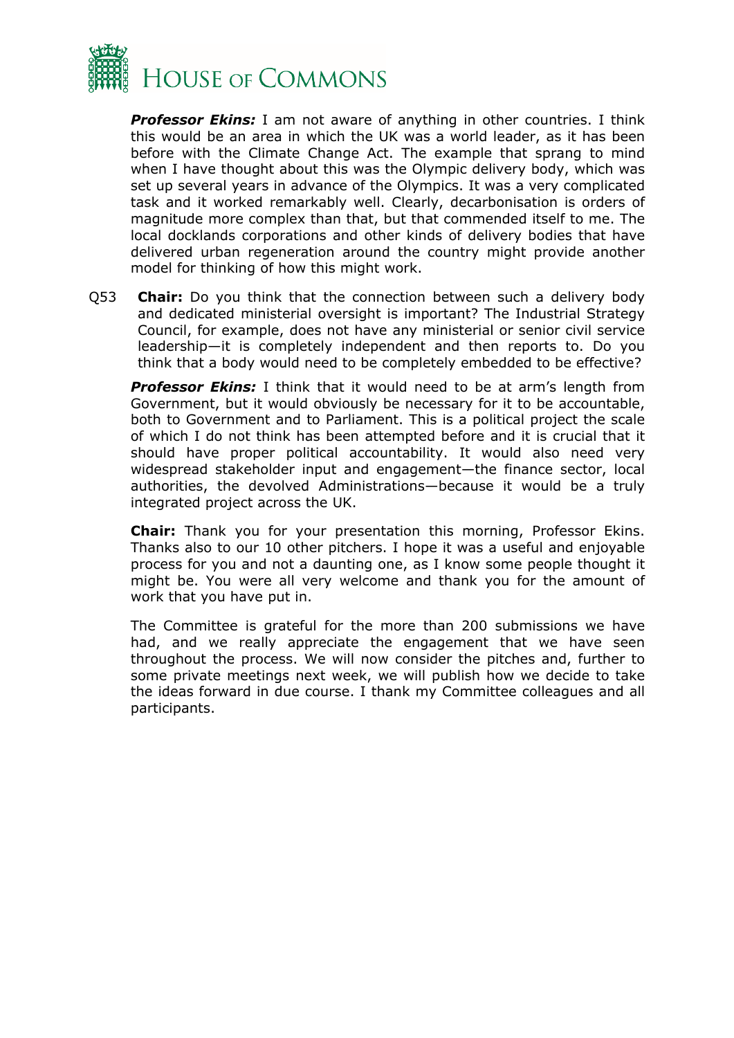***Professor Ekins:*** I am not aware of anything in other countries. I think this would be an area in which the UK was a world leader, as it has been before with the Climate Change Act. The example that sprang to mind when I have thought about this was the Olympic delivery body, which was set up several years in advance of the Olympics. It was a very complicated task and it worked remarkably well. Clearly, decarbonisation is orders of magnitude more complex than that, but that commended itself to me. The local docklands corporations and other kinds of delivery bodies that have delivered urban regeneration around the country might provide another model for thinking of how this might work.

Q53 **Chair:** Do you think that the connection between such a delivery body and dedicated ministerial oversight is important? The Industrial Strategy Council, for example, does not have any ministerial or senior civil service leadership—it is completely independent and then reports to. Do you think that a body would need to be completely embedded to be effective?

***Professor Ekins:*** I think that it would need to be at arm's length from Government, but it would obviously be necessary for it to be accountable, both to Government and to Parliament. This is a political project the scale of which I do not think has been attempted before and it is crucial that it should have proper political accountability. It would also need very widespread stakeholder input and engagement—the finance sector, local authorities, the devolved Administrations—because it would be a truly integrated project across the UK.

**Chair:** Thank you for your presentation this morning, Professor Ekins. Thanks also to our 10 other pitchers. I hope it was a useful and enjoyable process for you and not a daunting one, as I know some people thought it might be. You were all very welcome and thank you for the amount of work that you have put in.

The Committee is grateful for the more than 200 submissions we have had, and we really appreciate the engagement that we have seen throughout the process. We will now consider the pitches and, further to some private meetings next week, we will publish how we decide to take the ideas forward in due course. I thank my Committee colleagues and all participants.